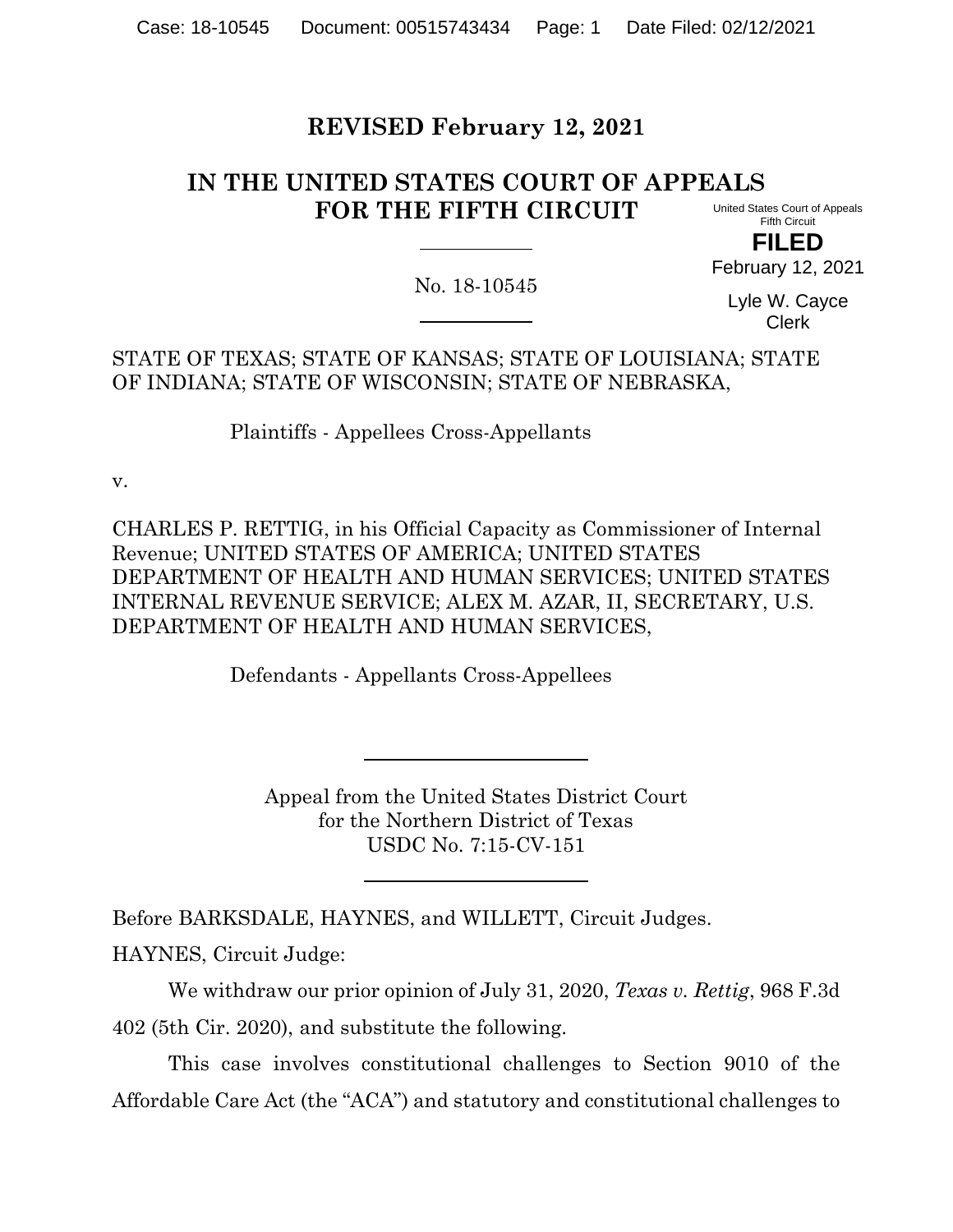**REVISED February 12, 2021**

# IN THE UNITED STATES COURT OF APPEALS FOR THE FIFTH CIRCUIT

United States Court of Appeals
Fifth Circuit

**FILED**

February 12, 2021

Lyle W. Cayce
Clerk

No. 18-10545

STATE OF TEXAS; STATE OF KANSAS; STATE OF LOUISIANA; STATE OF INDIANA; STATE OF WISCONSIN; STATE OF NEBRASKA,

Plaintiffs - Appellees Cross-Appellants

v.

CHARLES P. RETTIG, in his Official Capacity as Commissioner of Internal Revenue; UNITED STATES OF AMERICA; UNITED STATES DEPARTMENT OF HEALTH AND HUMAN SERVICES; UNITED STATES INTERNAL REVENUE SERVICE; ALEX M. AZAR, II, SECRETARY, U.S. DEPARTMENT OF HEALTH AND HUMAN SERVICES,

Defendants - Appellants Cross-Appellees

Appeal from the United States District Court
for the Northern District of Texas
USDC No. 7:15-CV-151

Before BARKSDALE, HAYNES, and WILLETT, Circuit Judges.

HAYNES, Circuit Judge:

We withdraw our prior opinion of July 31, 2020, *Texas v. Rettig*, 968 F.3d 402 (5th Cir. 2020), and substitute the following.

This case involves constitutional challenges to Section 9010 of the Affordable Care Act (the "ACA") and statutory and constitutional challenges to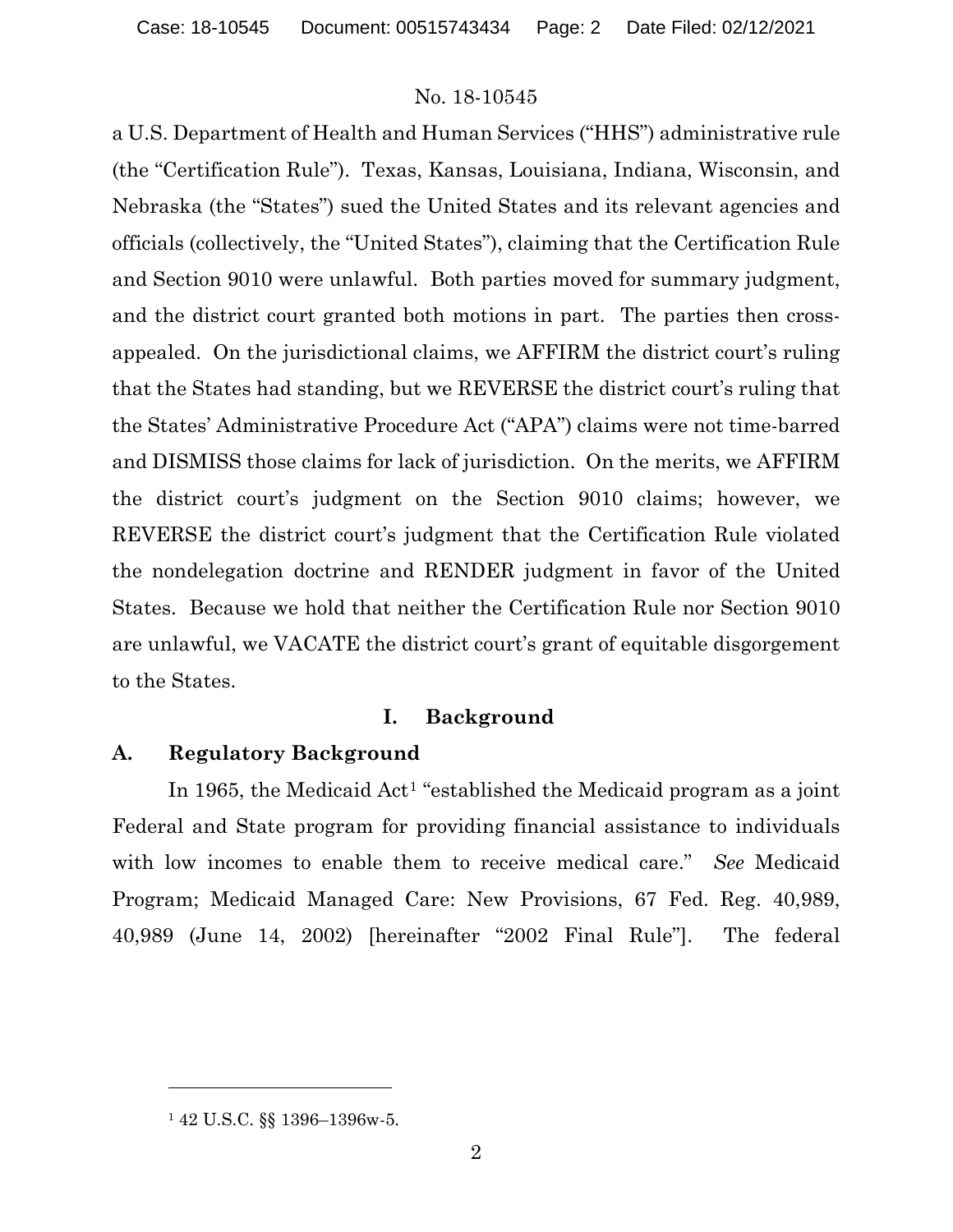a U.S. Department of Health and Human Services ("HHS") administrative rule (the "Certification Rule"). Texas, Kansas, Louisiana, Indiana, Wisconsin, and Nebraska (the "States") sued the United States and its relevant agencies and officials (collectively, the "United States"), claiming that the Certification Rule and Section 9010 were unlawful. Both parties moved for summary judgment, and the district court granted both motions in part. The parties then cross-appealed. On the jurisdictional claims, we AFFIRM the district court's ruling that the States had standing, but we REVERSE the district court's ruling that the States' Administrative Procedure Act ("APA") claims were not time-barred and DISMISS those claims for lack of jurisdiction. On the merits, we AFFIRM the district court's judgment on the Section 9010 claims; however, we REVERSE the district court's judgment that the Certification Rule violated the nondelegation doctrine and RENDER judgment in favor of the United States. Because we hold that neither the Certification Rule nor Section 9010 are unlawful, we VACATE the district court's grant of equitable disgorgement to the States.

## I. Background

### A. Regulatory Background

In 1965, the Medicaid Act[1] "established the Medicaid program as a joint Federal and State program for providing financial assistance to individuals with low incomes to enable them to receive medical care." *See* Medicaid Program; Medicaid Managed Care: New Provisions, 67 Fed. Reg. 40,989, 40,989 (June 14, 2002) [hereinafter "2002 Final Rule"]. The federal

---

[1] 42 U.S.C. §§ 1396–1396w-5.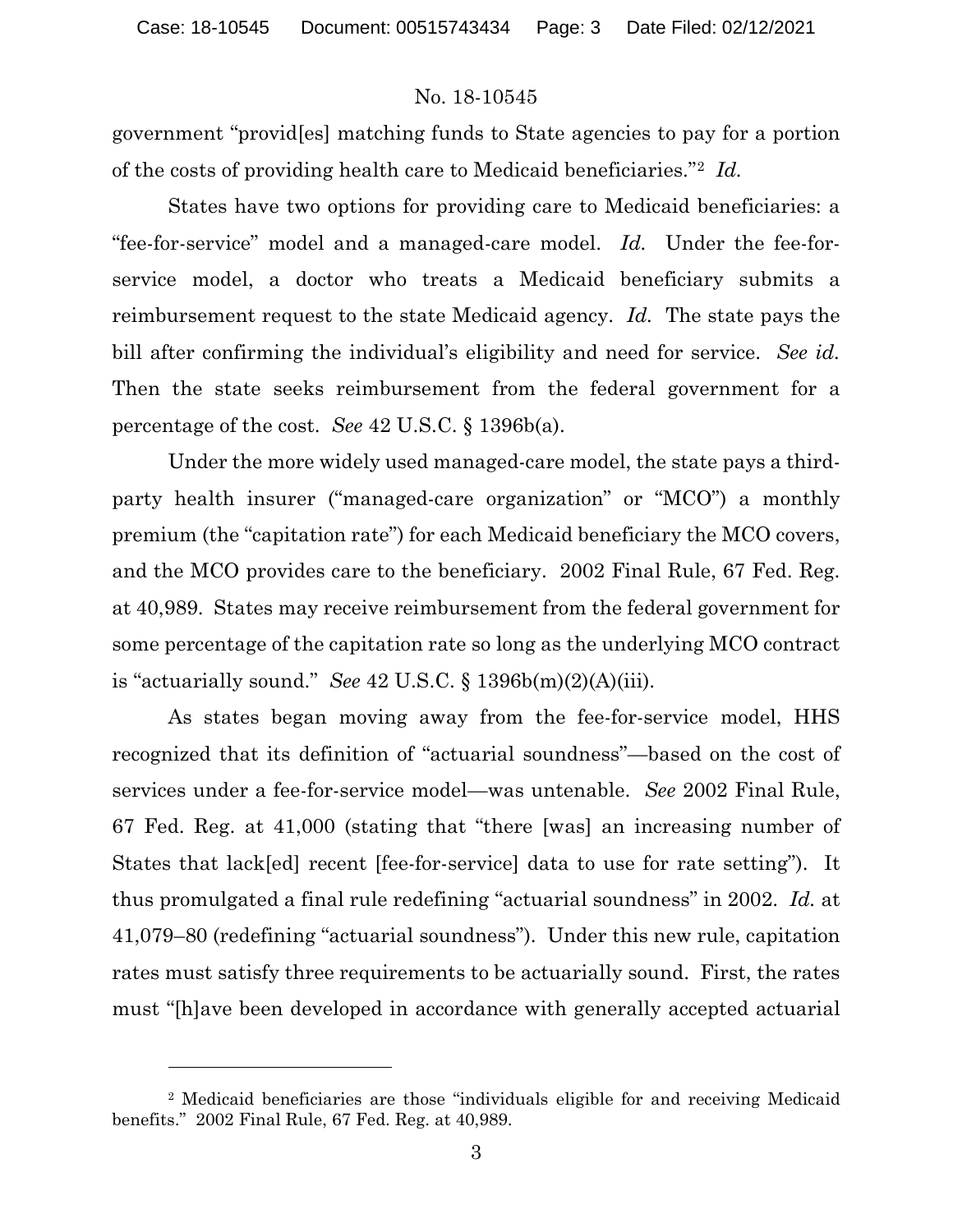government "provid[es] matching funds to State agencies to pay for a portion of the costs of providing health care to Medicaid beneficiaries."[2] *Id.*

States have two options for providing care to Medicaid beneficiaries: a "fee-for-service" model and a managed-care model. *Id.* Under the fee-for-service model, a doctor who treats a Medicaid beneficiary submits a reimbursement request to the state Medicaid agency. *Id.* The state pays the bill after confirming the individual's eligibility and need for service. *See id.* Then the state seeks reimbursement from the federal government for a percentage of the cost. *See* 42 U.S.C. § 1396b(a).

Under the more widely used managed-care model, the state pays a third-party health insurer ("managed-care organization" or "MCO") a monthly premium (the "capitation rate") for each Medicaid beneficiary the MCO covers, and the MCO provides care to the beneficiary. 2002 Final Rule, 67 Fed. Reg. at 40,989. States may receive reimbursement from the federal government for some percentage of the capitation rate so long as the underlying MCO contract is "actuarially sound." *See* 42 U.S.C. § 1396b(m)(2)(A)(iii).

As states began moving away from the fee-for-service model, HHS recognized that its definition of "actuarial soundness"—based on the cost of services under a fee-for-service model—was untenable. *See* 2002 Final Rule, 67 Fed. Reg. at 41,000 (stating that "there [was] an increasing number of States that lack[ed] recent [fee-for-service] data to use for rate setting"). It thus promulgated a final rule redefining "actuarial soundness" in 2002. *Id.* at 41,079–80 (redefining "actuarial soundness"). Under this new rule, capitation rates must satisfy three requirements to be actuarially sound. First, the rates must "[h]ave been developed in accordance with generally accepted actuarial

---

[2] Medicaid beneficiaries are those "individuals eligible for and receiving Medicaid benefits." 2002 Final Rule, 67 Fed. Reg. at 40,989.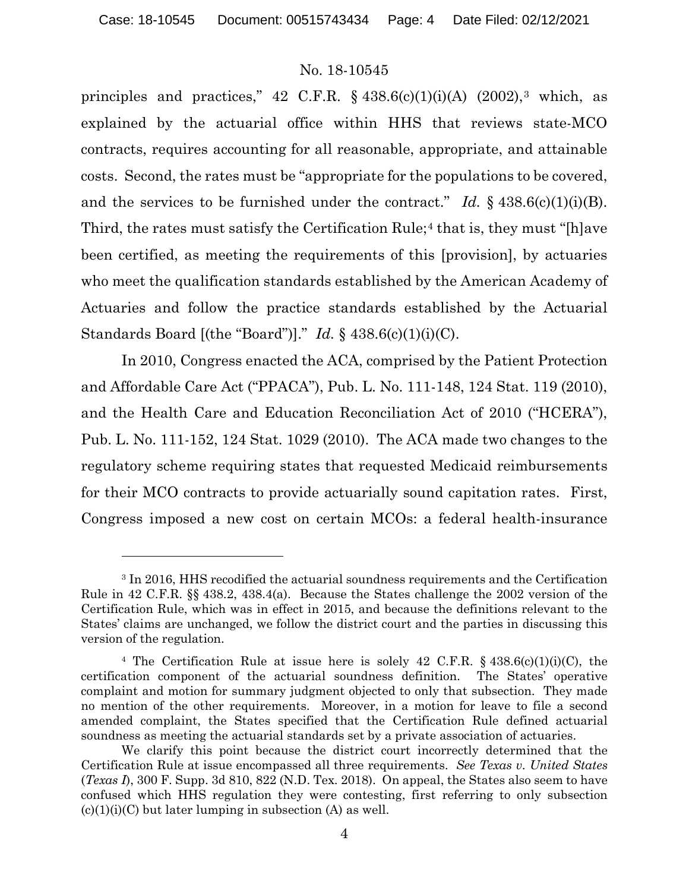principles and practices," 42 C.F.R. § 438.6(c)(1)(i)(A) (2002),[3] which, as explained by the actuarial office within HHS that reviews state-MCO contracts, requires accounting for all reasonable, appropriate, and attainable costs. Second, the rates must be "appropriate for the populations to be covered, and the services to be furnished under the contract." *Id.* § 438.6(c)(1)(i)(B). Third, the rates must satisfy the Certification Rule;[4] that is, they must "[h]ave been certified, as meeting the requirements of this [provision], by actuaries who meet the qualification standards established by the American Academy of Actuaries and follow the practice standards established by the Actuarial Standards Board [(the "Board")]." *Id.* § 438.6(c)(1)(i)(C).

In 2010, Congress enacted the ACA, comprised by the Patient Protection and Affordable Care Act ("PPACA"), Pub. L. No. 111-148, 124 Stat. 119 (2010), and the Health Care and Education Reconciliation Act of 2010 ("HCERA"), Pub. L. No. 111-152, 124 Stat. 1029 (2010). The ACA made two changes to the regulatory scheme requiring states that requested Medicaid reimbursements for their MCO contracts to provide actuarially sound capitation rates. First, Congress imposed a new cost on certain MCOs: a federal health-insurance

---

[3] In 2016, HHS recodified the actuarial soundness requirements and the Certification Rule in 42 C.F.R. §§ 438.2, 438.4(a). Because the States challenge the 2002 version of the Certification Rule, which was in effect in 2015, and because the definitions relevant to the States' claims are unchanged, we follow the district court and the parties in discussing this version of the regulation.

[4] The Certification Rule at issue here is solely 42 C.F.R. § 438.6(c)(1)(i)(C), the certification component of the actuarial soundness definition. The States' operative complaint and motion for summary judgment objected to only that subsection. They made no mention of the other requirements. Moreover, in a motion for leave to file a second amended complaint, the States specified that the Certification Rule defined actuarial soundness as meeting the actuarial standards set by a private association of actuaries.

We clarify this point because the district court incorrectly determined that the Certification Rule at issue encompassed all three requirements. *See Texas v. United States* (*Texas I*), 300 F. Supp. 3d 810, 822 (N.D. Tex. 2018). On appeal, the States also seem to have confused which HHS regulation they were contesting, first referring to only subsection (c)(1)(i)(C) but later lumping in subsection (A) as well.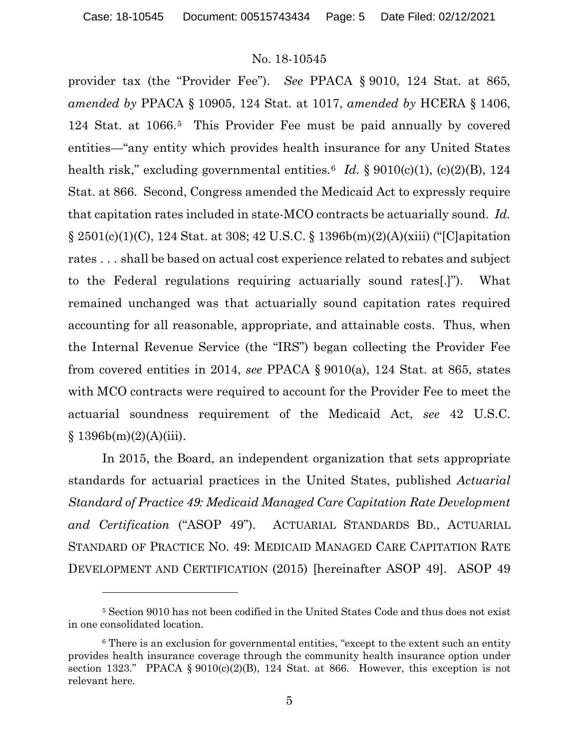provider tax (the "Provider Fee"). *See* PPACA § 9010, 124 Stat. at 865, *amended by* PPACA § 10905, 124 Stat. at 1017, *amended by* HCERA § 1406, 124 Stat. at 1066.[5] This Provider Fee must be paid annually by covered entities—"any entity which provides health insurance for any United States health risk," excluding governmental entities.[6] *Id.* § 9010(c)(1), (c)(2)(B), 124 Stat. at 866. Second, Congress amended the Medicaid Act to expressly require that capitation rates included in state-MCO contracts be actuarially sound. *Id.* § 2501(c)(1)(C), 124 Stat. at 308; 42 U.S.C. § 1396b(m)(2)(A)(xiii) ("[C]apitation rates . . . shall be based on actual cost experience related to rebates and subject to the Federal regulations requiring actuarially sound rates[.]"). What remained unchanged was that actuarially sound capitation rates required accounting for all reasonable, appropriate, and attainable costs. Thus, when the Internal Revenue Service (the "IRS") began collecting the Provider Fee from covered entities in 2014, *see* PPACA § 9010(a), 124 Stat. at 865, states with MCO contracts were required to account for the Provider Fee to meet the actuarial soundness requirement of the Medicaid Act, *see* 42 U.S.C. § 1396b(m)(2)(A)(iii).

In 2015, the Board, an independent organization that sets appropriate standards for actuarial practices in the United States, published *Actuarial Standard of Practice 49: Medicaid Managed Care Capitation Rate Development and Certification* ("ASOP 49"). ACTUARIAL STANDARDS BD., ACTUARIAL STANDARD OF PRACTICE NO. 49: MEDICAID MANAGED CARE CAPITATION RATE DEVELOPMENT AND CERTIFICATION (2015) [hereinafter ASOP 49]. ASOP 49

---

[5] Section 9010 has not been codified in the United States Code and thus does not exist in one consolidated location.

[6] There is an exclusion for governmental entities, "except to the extent such an entity provides health insurance coverage through the community health insurance option under section 1323." PPACA § 9010(c)(2)(B), 124 Stat. at 866. However, this exception is not relevant here.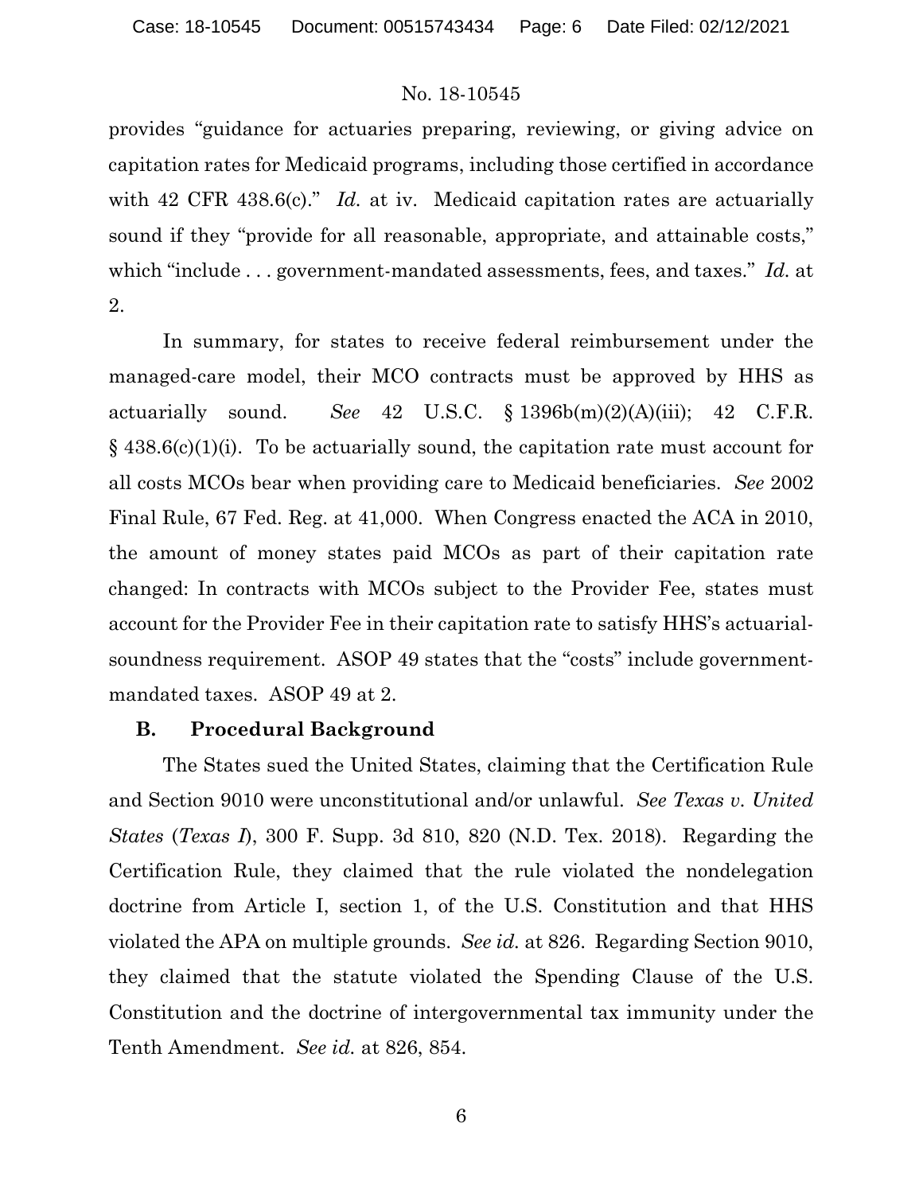provides "guidance for actuaries preparing, reviewing, or giving advice on capitation rates for Medicaid programs, including those certified in accordance with 42 CFR 438.6(c)." *Id.* at iv. Medicaid capitation rates are actuarially sound if they "provide for all reasonable, appropriate, and attainable costs," which "include . . . government-mandated assessments, fees, and taxes." *Id.* at 2.

In summary, for states to receive federal reimbursement under the managed-care model, their MCO contracts must be approved by HHS as actuarially sound. *See* 42 U.S.C. § 1396b(m)(2)(A)(iii); 42 C.F.R. § 438.6(c)(1)(i). To be actuarially sound, the capitation rate must account for all costs MCOs bear when providing care to Medicaid beneficiaries. *See* 2002 Final Rule, 67 Fed. Reg. at 41,000. When Congress enacted the ACA in 2010, the amount of money states paid MCOs as part of their capitation rate changed: In contracts with MCOs subject to the Provider Fee, states must account for the Provider Fee in their capitation rate to satisfy HHS's actuarial-soundness requirement. ASOP 49 states that the "costs" include government-mandated taxes. ASOP 49 at 2.

### B. Procedural Background

The States sued the United States, claiming that the Certification Rule and Section 9010 were unconstitutional and/or unlawful. *See Texas v. United States* (*Texas I*), 300 F. Supp. 3d 810, 820 (N.D. Tex. 2018). Regarding the Certification Rule, they claimed that the rule violated the nondelegation doctrine from Article I, section 1, of the U.S. Constitution and that HHS violated the APA on multiple grounds. *See id.* at 826. Regarding Section 9010, they claimed that the statute violated the Spending Clause of the U.S. Constitution and the doctrine of intergovernmental tax immunity under the Tenth Amendment. *See id.* at 826, 854.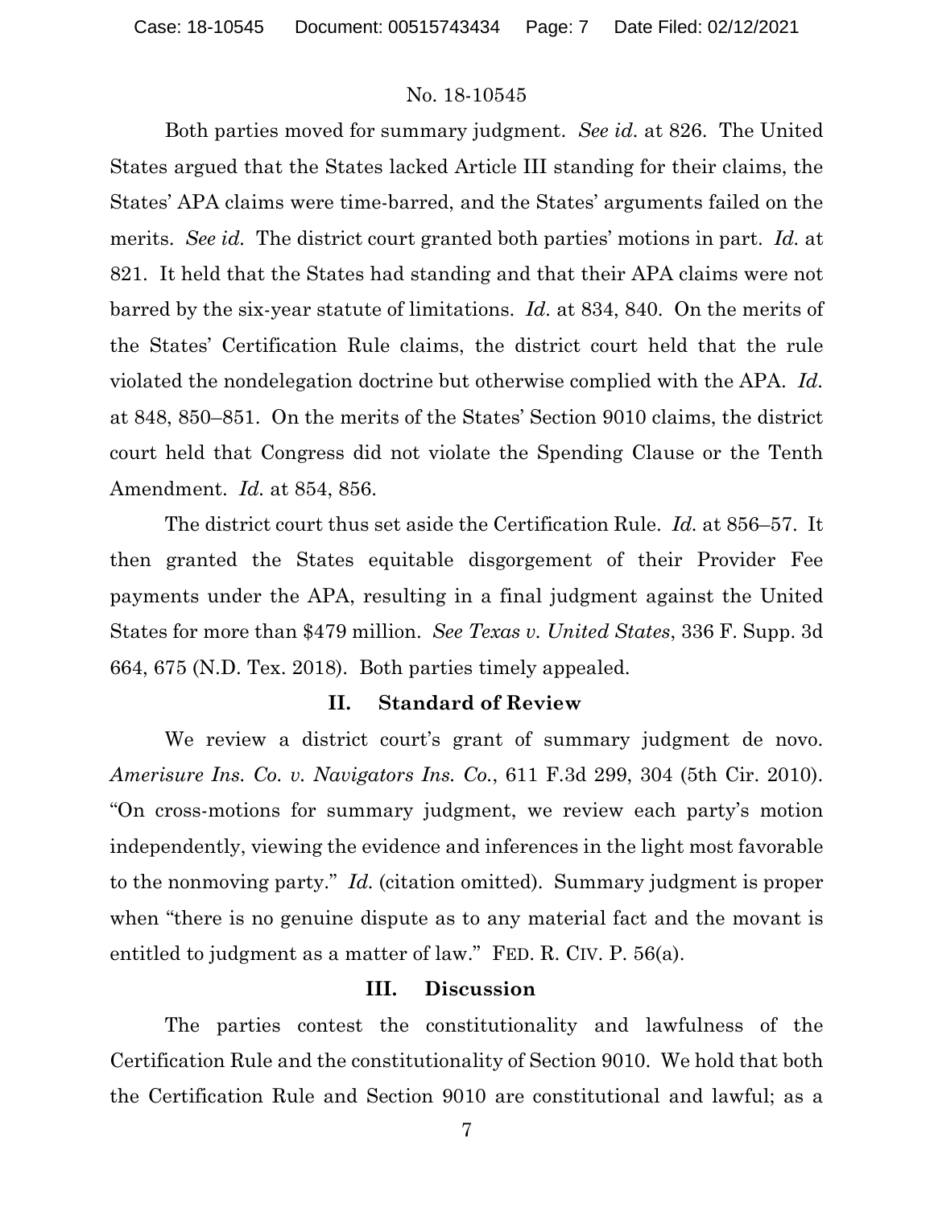Both parties moved for summary judgment. *See id.* at 826. The United States argued that the States lacked Article III standing for their claims, the States' APA claims were time-barred, and the States' arguments failed on the merits. *See id.* The district court granted both parties' motions in part. *Id.* at 821. It held that the States had standing and that their APA claims were not barred by the six-year statute of limitations. *Id.* at 834, 840. On the merits of the States' Certification Rule claims, the district court held that the rule violated the nondelegation doctrine but otherwise complied with the APA. *Id.* at 848, 850–851. On the merits of the States' Section 9010 claims, the district court held that Congress did not violate the Spending Clause or the Tenth Amendment. *Id.* at 854, 856.

The district court thus set aside the Certification Rule. *Id.* at 856–57. It then granted the States equitable disgorgement of their Provider Fee payments under the APA, resulting in a final judgment against the United States for more than $479 million. *See Texas v. United States*, 336 F. Supp. 3d 664, 675 (N.D. Tex. 2018). Both parties timely appealed.

## II. Standard of Review

We review a district court's grant of summary judgment de novo. *Amerisure Ins. Co. v. Navigators Ins. Co.*, 611 F.3d 299, 304 (5th Cir. 2010). "On cross-motions for summary judgment, we review each party's motion independently, viewing the evidence and inferences in the light most favorable to the nonmoving party." *Id.* (citation omitted). Summary judgment is proper when "there is no genuine dispute as to any material fact and the movant is entitled to judgment as a matter of law." FED. R. CIV. P. 56(a).

## III. Discussion

The parties contest the constitutionality and lawfulness of the Certification Rule and the constitutionality of Section 9010. We hold that both the Certification Rule and Section 9010 are constitutional and lawful; as a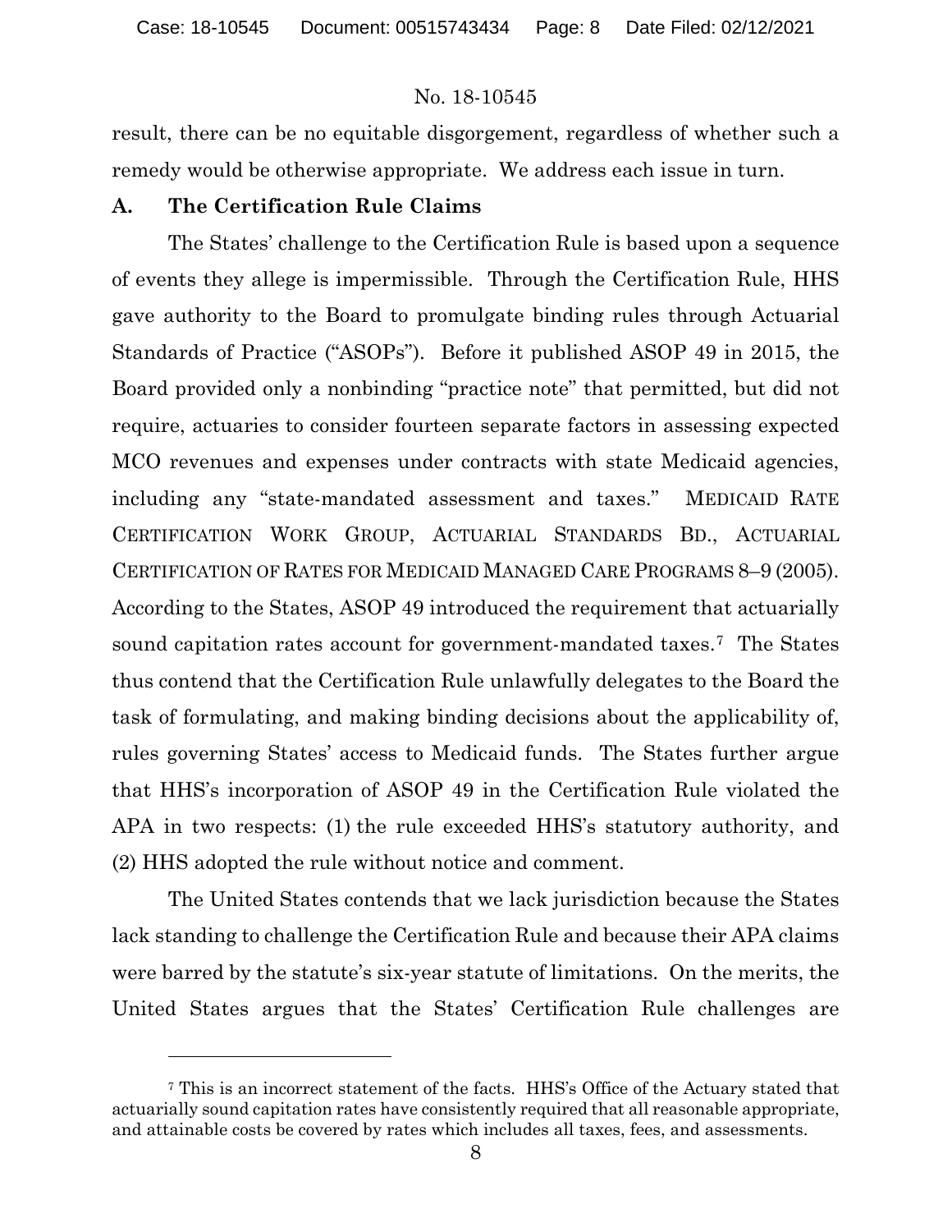result, there can be no equitable disgorgement, regardless of whether such a remedy would be otherwise appropriate. We address each issue in turn.

### A. The Certification Rule Claims

The States' challenge to the Certification Rule is based upon a sequence of events they allege is impermissible. Through the Certification Rule, HHS gave authority to the Board to promulgate binding rules through Actuarial Standards of Practice ("ASOPs"). Before it published ASOP 49 in 2015, the Board provided only a nonbinding "practice note" that permitted, but did not require, actuaries to consider fourteen separate factors in assessing expected MCO revenues and expenses under contracts with state Medicaid agencies, including any "state-mandated assessment and taxes." MEDICAID RATE CERTIFICATION WORK GROUP, ACTUARIAL STANDARDS BD., ACTUARIAL CERTIFICATION OF RATES FOR MEDICAID MANAGED CARE PROGRAMS 8–9 (2005). According to the States, ASOP 49 introduced the requirement that actuarially sound capitation rates account for government-mandated taxes.[7] The States thus contend that the Certification Rule unlawfully delegates to the Board the task of formulating, and making binding decisions about the applicability of, rules governing States' access to Medicaid funds. The States further argue that HHS's incorporation of ASOP 49 in the Certification Rule violated the APA in two respects: (1) the rule exceeded HHS's statutory authority, and (2) HHS adopted the rule without notice and comment.

The United States contends that we lack jurisdiction because the States lack standing to challenge the Certification Rule and because their APA claims were barred by the statute's six-year statute of limitations. On the merits, the United States argues that the States' Certification Rule challenges are

---

[7] This is an incorrect statement of the facts. HHS's Office of the Actuary stated that actuarially sound capitation rates have consistently required that all reasonable appropriate, and attainable costs be covered by rates which includes all taxes, fees, and assessments.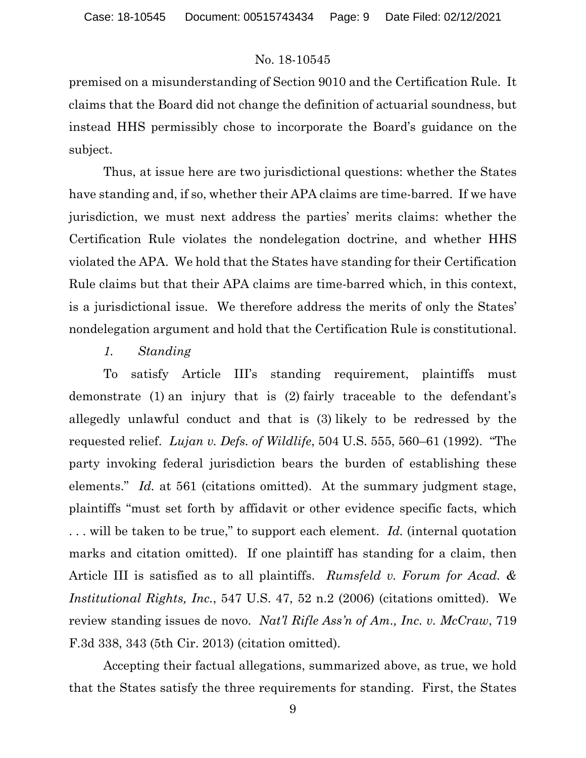premised on a misunderstanding of Section 9010 and the Certification Rule. It claims that the Board did not change the definition of actuarial soundness, but instead HHS permissibly chose to incorporate the Board's guidance on the subject.

Thus, at issue here are two jurisdictional questions: whether the States have standing and, if so, whether their APA claims are time-barred. If we have jurisdiction, we must next address the parties' merits claims: whether the Certification Rule violates the nondelegation doctrine, and whether HHS violated the APA. We hold that the States have standing for their Certification Rule claims but that their APA claims are time-barred which, in this context, is a jurisdictional issue. We therefore address the merits of only the States' nondelegation argument and hold that the Certification Rule is constitutional.

*1. Standing*

To satisfy Article III's standing requirement, plaintiffs must demonstrate (1) an injury that is (2) fairly traceable to the defendant's allegedly unlawful conduct and that is (3) likely to be redressed by the requested relief. *Lujan v. Defs. of Wildlife*, 504 U.S. 555, 560–61 (1992). "The party invoking federal jurisdiction bears the burden of establishing these elements." *Id.* at 561 (citations omitted). At the summary judgment stage, plaintiffs "must set forth by affidavit or other evidence specific facts, which . . . will be taken to be true," to support each element. *Id.* (internal quotation marks and citation omitted). If one plaintiff has standing for a claim, then Article III is satisfied as to all plaintiffs. *Rumsfeld v. Forum for Acad. & Institutional Rights, Inc.*, 547 U.S. 47, 52 n.2 (2006) (citations omitted). We review standing issues de novo. *Nat'l Rifle Ass'n of Am., Inc. v. McCraw*, 719 F.3d 338, 343 (5th Cir. 2013) (citation omitted).

Accepting their factual allegations, summarized above, as true, we hold that the States satisfy the three requirements for standing. First, the States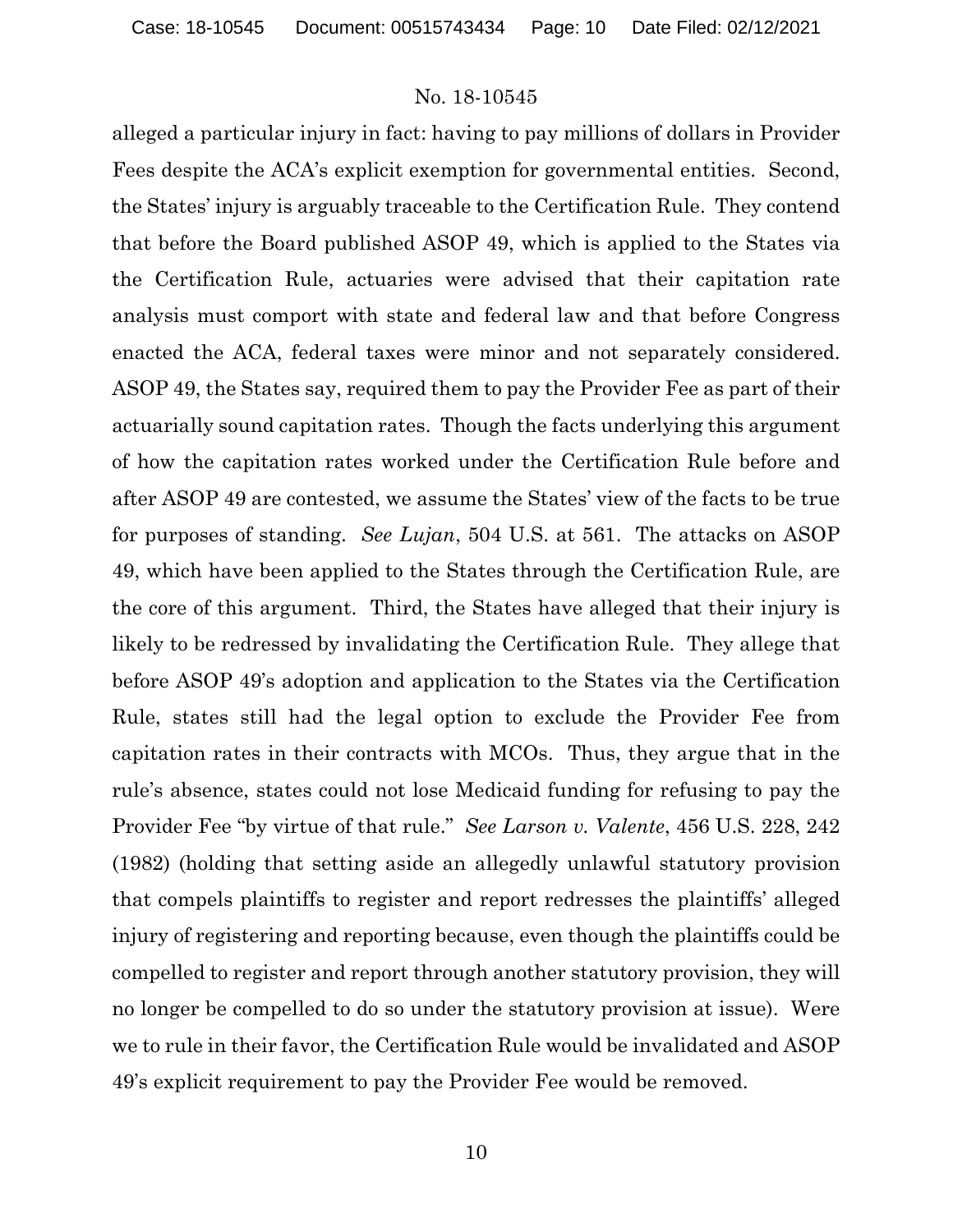alleged a particular injury in fact: having to pay millions of dollars in Provider Fees despite the ACA's explicit exemption for governmental entities. Second, the States' injury is arguably traceable to the Certification Rule. They contend that before the Board published ASOP 49, which is applied to the States via the Certification Rule, actuaries were advised that their capitation rate analysis must comport with state and federal law and that before Congress enacted the ACA, federal taxes were minor and not separately considered. ASOP 49, the States say, required them to pay the Provider Fee as part of their actuarially sound capitation rates. Though the facts underlying this argument of how the capitation rates worked under the Certification Rule before and after ASOP 49 are contested, we assume the States' view of the facts to be true for purposes of standing. *See Lujan*, 504 U.S. at 561. The attacks on ASOP 49, which have been applied to the States through the Certification Rule, are the core of this argument. Third, the States have alleged that their injury is likely to be redressed by invalidating the Certification Rule. They allege that before ASOP 49's adoption and application to the States via the Certification Rule, states still had the legal option to exclude the Provider Fee from capitation rates in their contracts with MCOs. Thus, they argue that in the rule's absence, states could not lose Medicaid funding for refusing to pay the Provider Fee "by virtue of that rule." *See Larson v. Valente*, 456 U.S. 228, 242 (1982) (holding that setting aside an allegedly unlawful statutory provision that compels plaintiffs to register and report redresses the plaintiffs' alleged injury of registering and reporting because, even though the plaintiffs could be compelled to register and report through another statutory provision, they will no longer be compelled to do so under the statutory provision at issue). Were we to rule in their favor, the Certification Rule would be invalidated and ASOP 49's explicit requirement to pay the Provider Fee would be removed.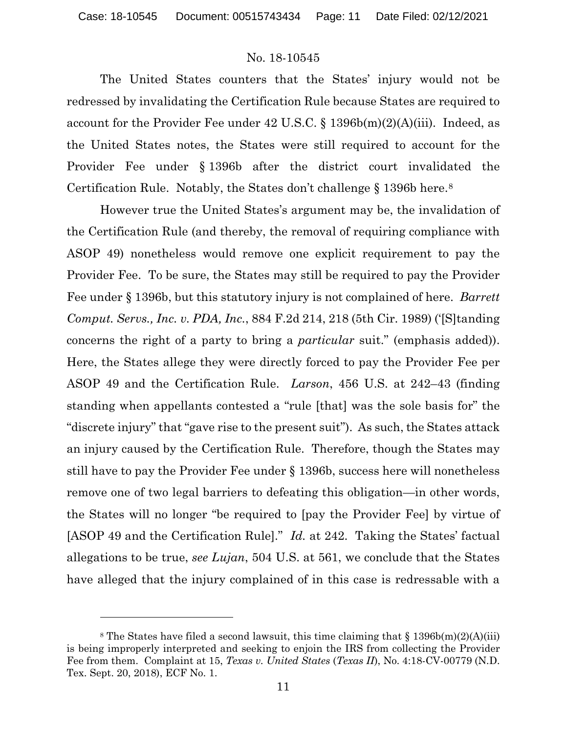The United States counters that the States' injury would not be redressed by invalidating the Certification Rule because States are required to account for the Provider Fee under 42 U.S.C. § 1396b(m)(2)(A)(iii). Indeed, as the United States notes, the States were still required to account for the Provider Fee under § 1396b after the district court invalidated the Certification Rule. Notably, the States don't challenge § 1396b here.[8]

However true the United States's argument may be, the invalidation of the Certification Rule (and thereby, the removal of requiring compliance with ASOP 49) nonetheless would remove one explicit requirement to pay the Provider Fee. To be sure, the States may still be required to pay the Provider Fee under § 1396b, but this statutory injury is not complained of here. *Barrett Comput. Servs., Inc. v. PDA, Inc.*, 884 F.2d 214, 218 (5th Cir. 1989) ('[S]tanding concerns the right of a party to bring a *particular* suit." (emphasis added)). Here, the States allege they were directly forced to pay the Provider Fee per ASOP 49 and the Certification Rule. *Larson*, 456 U.S. at 242–43 (finding standing when appellants contested a "rule [that] was the sole basis for" the "discrete injury" that "gave rise to the present suit"). As such, the States attack an injury caused by the Certification Rule. Therefore, though the States may still have to pay the Provider Fee under § 1396b, success here will nonetheless remove one of two legal barriers to defeating this obligation—in other words, the States will no longer "be required to [pay the Provider Fee] by virtue of [ASOP 49 and the Certification Rule]." *Id.* at 242. Taking the States' factual allegations to be true, *see Lujan*, 504 U.S. at 561, we conclude that the States have alleged that the injury complained of in this case is redressable with a

---

[8] The States have filed a second lawsuit, this time claiming that § 1396b(m)(2)(A)(iii) is being improperly interpreted and seeking to enjoin the IRS from collecting the Provider Fee from them. Complaint at 15, *Texas v. United States* (*Texas II*), No. 4:18-CV-00779 (N.D. Tex. Sept. 20, 2018), ECF No. 1.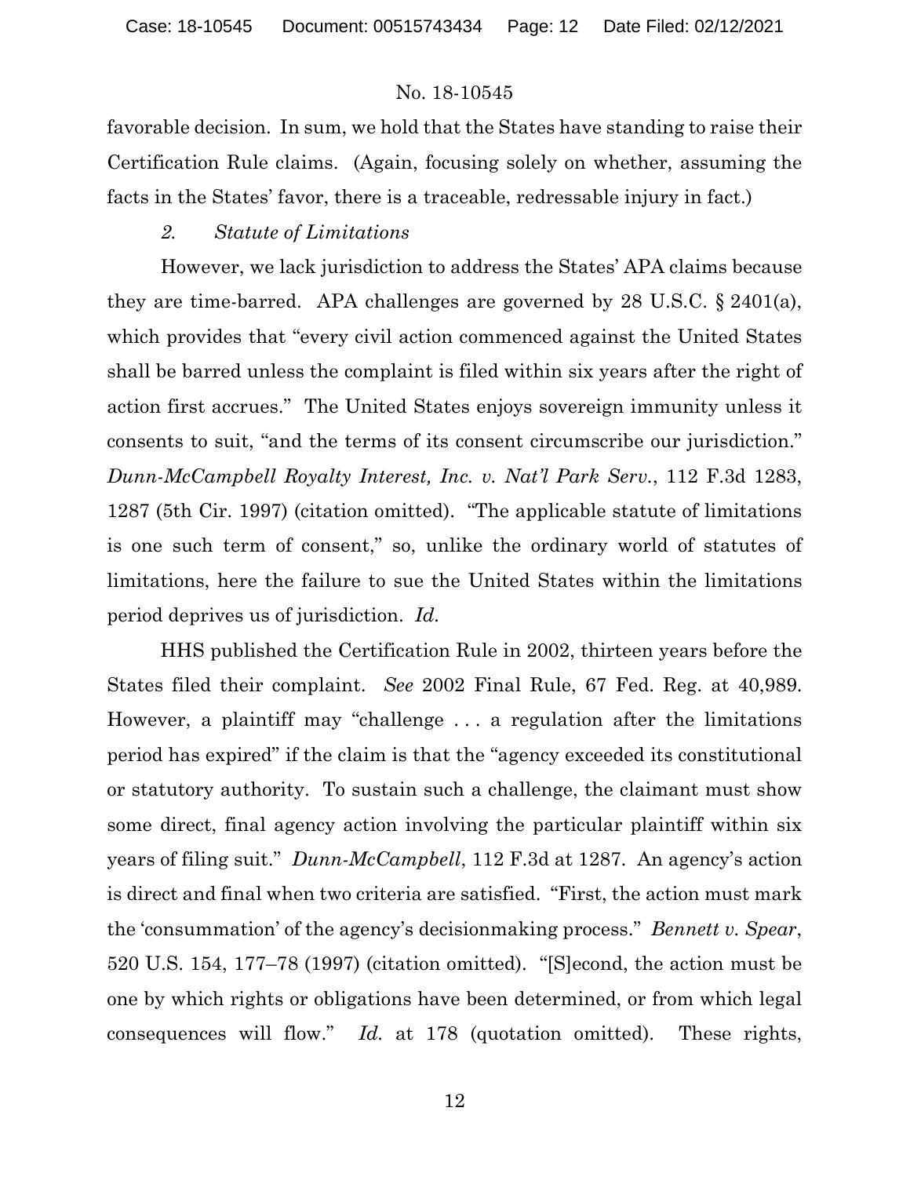favorable decision. In sum, we hold that the States have standing to raise their Certification Rule claims. (Again, focusing solely on whether, assuming the facts in the States' favor, there is a traceable, redressable injury in fact.)

### *2. Statute of Limitations*

However, we lack jurisdiction to address the States' APA claims because they are time-barred. APA challenges are governed by 28 U.S.C. § 2401(a), which provides that "every civil action commenced against the United States shall be barred unless the complaint is filed within six years after the right of action first accrues." The United States enjoys sovereign immunity unless it consents to suit, "and the terms of its consent circumscribe our jurisdiction." *Dunn-McCampbell Royalty Interest, Inc. v. Nat'l Park Serv.*, 112 F.3d 1283, 1287 (5th Cir. 1997) (citation omitted). "The applicable statute of limitations is one such term of consent," so, unlike the ordinary world of statutes of limitations, here the failure to sue the United States within the limitations period deprives us of jurisdiction. *Id.*

HHS published the Certification Rule in 2002, thirteen years before the States filed their complaint. *See* 2002 Final Rule, 67 Fed. Reg. at 40,989. However, a plaintiff may "challenge . . . a regulation after the limitations period has expired" if the claim is that the "agency exceeded its constitutional or statutory authority. To sustain such a challenge, the claimant must show some direct, final agency action involving the particular plaintiff within six years of filing suit." *Dunn-McCampbell*, 112 F.3d at 1287. An agency's action is direct and final when two criteria are satisfied. "First, the action must mark the 'consummation' of the agency's decisionmaking process." *Bennett v. Spear*, 520 U.S. 154, 177–78 (1997) (citation omitted). "[S]econd, the action must be one by which rights or obligations have been determined, or from which legal consequences will flow." *Id.* at 178 (quotation omitted). These rights,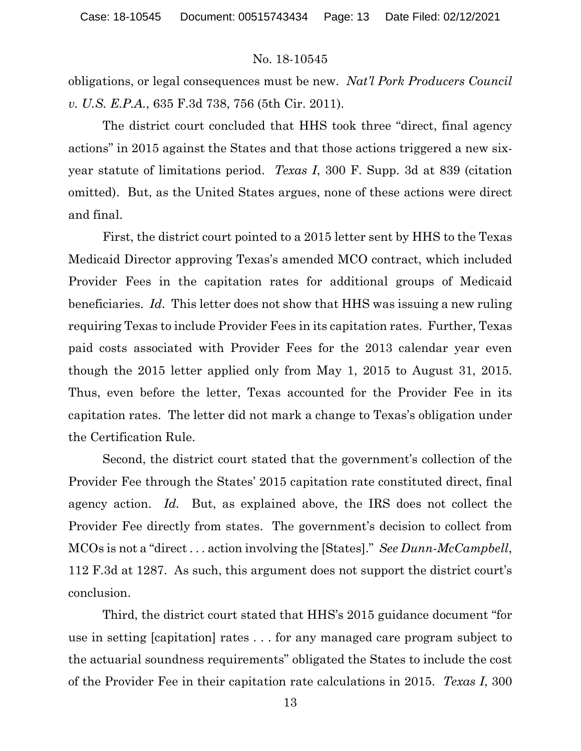obligations, or legal consequences must be new. *Nat'l Pork Producers Council v. U.S. E.P.A.*, 635 F.3d 738, 756 (5th Cir. 2011).

The district court concluded that HHS took three "direct, final agency actions" in 2015 against the States and that those actions triggered a new six-year statute of limitations period. *Texas I*, 300 F. Supp. 3d at 839 (citation omitted). But, as the United States argues, none of these actions were direct and final.

First, the district court pointed to a 2015 letter sent by HHS to the Texas Medicaid Director approving Texas's amended MCO contract, which included Provider Fees in the capitation rates for additional groups of Medicaid beneficiaries. *Id.* This letter does not show that HHS was issuing a new ruling requiring Texas to include Provider Fees in its capitation rates. Further, Texas paid costs associated with Provider Fees for the 2013 calendar year even though the 2015 letter applied only from May 1, 2015 to August 31, 2015. Thus, even before the letter, Texas accounted for the Provider Fee in its capitation rates. The letter did not mark a change to Texas's obligation under the Certification Rule.

Second, the district court stated that the government's collection of the Provider Fee through the States' 2015 capitation rate constituted direct, final agency action. *Id.* But, as explained above, the IRS does not collect the Provider Fee directly from states. The government's decision to collect from MCOs is not a "direct . . . action involving the [States]." *See Dunn-McCampbell*, 112 F.3d at 1287. As such, this argument does not support the district court's conclusion.

Third, the district court stated that HHS's 2015 guidance document "for use in setting [capitation] rates . . . for any managed care program subject to the actuarial soundness requirements" obligated the States to include the cost of the Provider Fee in their capitation rate calculations in 2015. *Texas I*, 300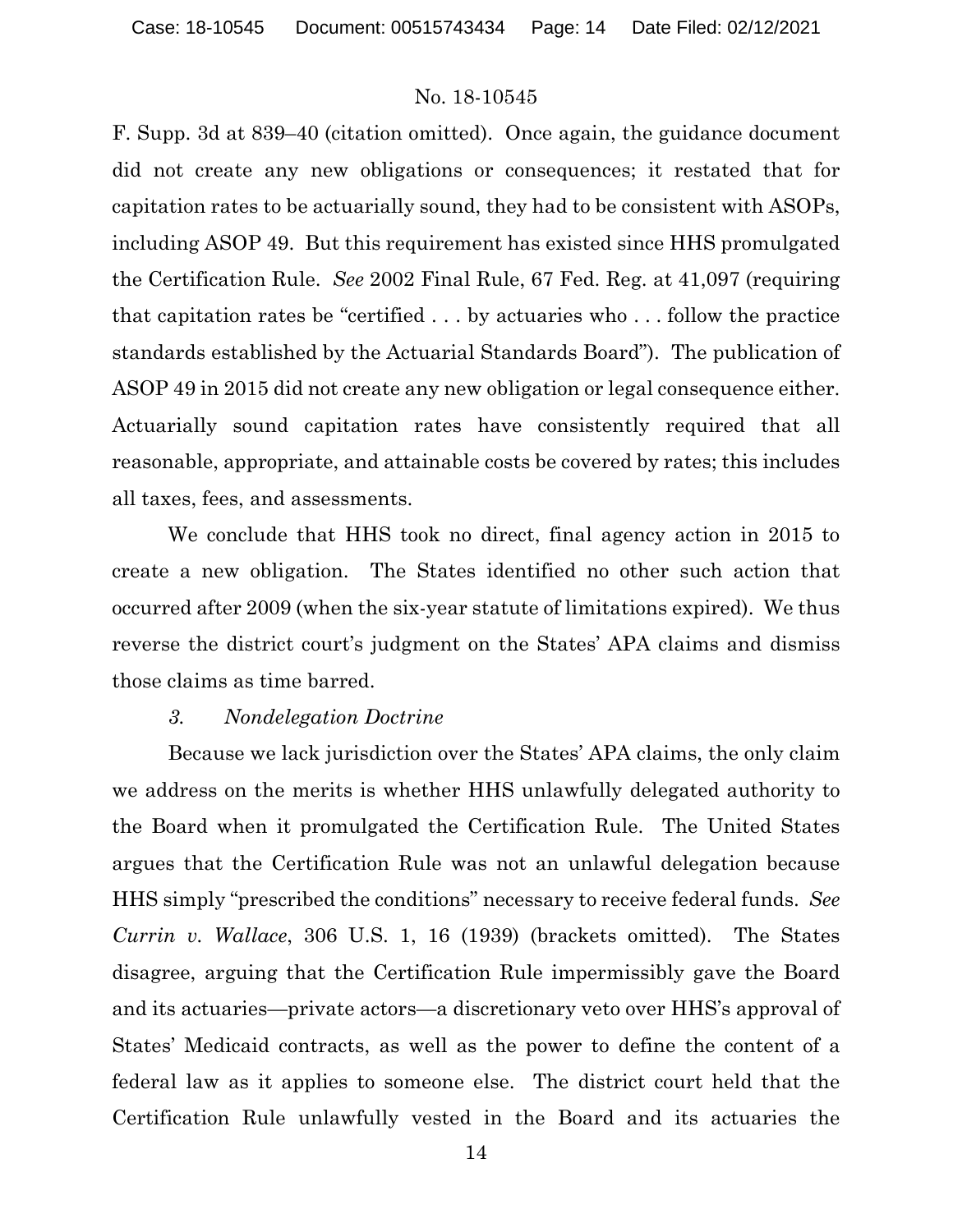F. Supp. 3d at 839–40 (citation omitted). Once again, the guidance document did not create any new obligations or consequences; it restated that for capitation rates to be actuarially sound, they had to be consistent with ASOPs, including ASOP 49. But this requirement has existed since HHS promulgated the Certification Rule. *See* 2002 Final Rule, 67 Fed. Reg. at 41,097 (requiring that capitation rates be "certified . . . by actuaries who . . . follow the practice standards established by the Actuarial Standards Board"). The publication of ASOP 49 in 2015 did not create any new obligation or legal consequence either. Actuarially sound capitation rates have consistently required that all reasonable, appropriate, and attainable costs be covered by rates; this includes all taxes, fees, and assessments.

We conclude that HHS took no direct, final agency action in 2015 to create a new obligation. The States identified no other such action that occurred after 2009 (when the six-year statute of limitations expired). We thus reverse the district court's judgment on the States' APA claims and dismiss those claims as time barred.

### *3. Nondelegation Doctrine*

Because we lack jurisdiction over the States' APA claims, the only claim we address on the merits is whether HHS unlawfully delegated authority to the Board when it promulgated the Certification Rule. The United States argues that the Certification Rule was not an unlawful delegation because HHS simply "prescribed the conditions" necessary to receive federal funds. *See Currin v. Wallace*, 306 U.S. 1, 16 (1939) (brackets omitted). The States disagree, arguing that the Certification Rule impermissibly gave the Board and its actuaries—private actors—a discretionary veto over HHS's approval of States' Medicaid contracts, as well as the power to define the content of a federal law as it applies to someone else. The district court held that the Certification Rule unlawfully vested in the Board and its actuaries the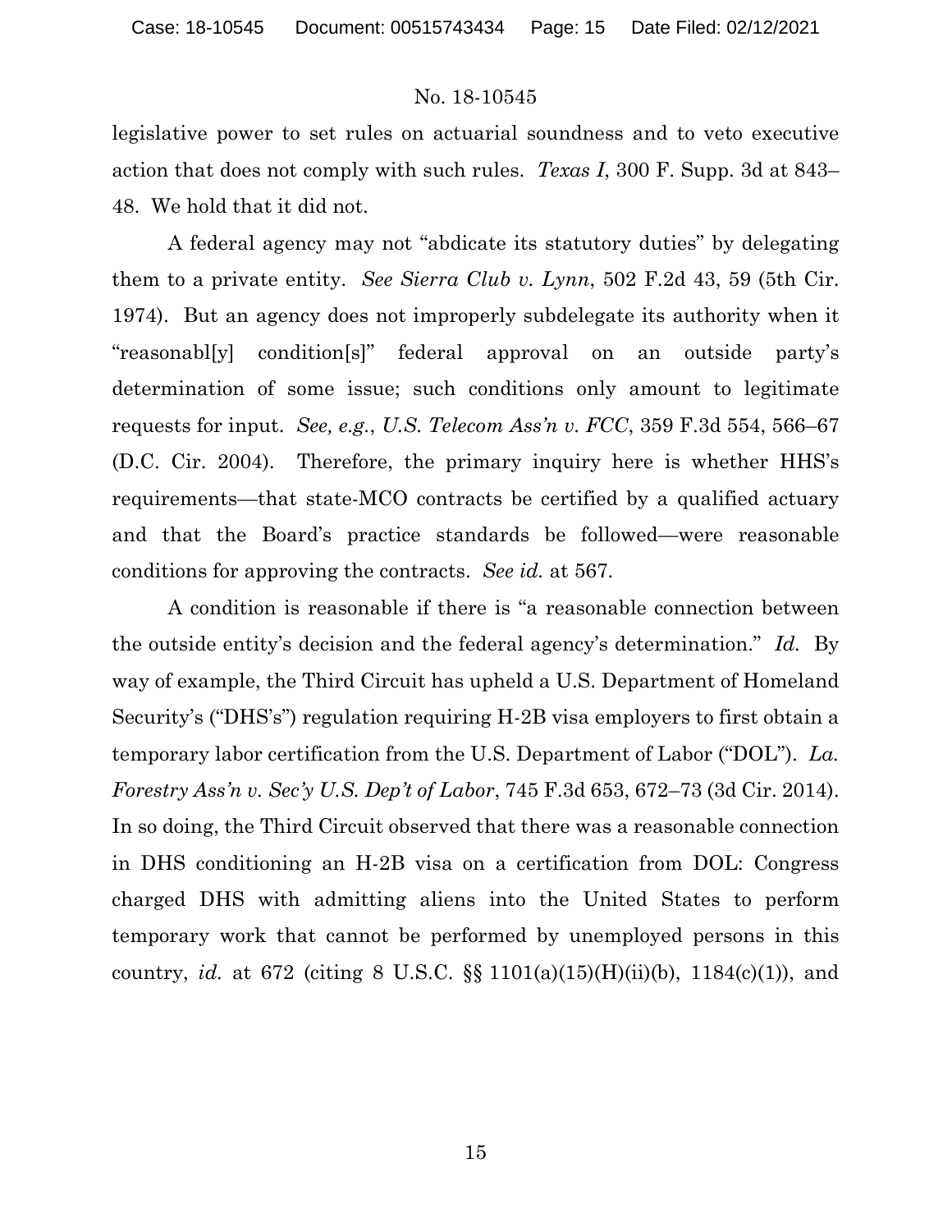legislative power to set rules on actuarial soundness and to veto executive action that does not comply with such rules. *Texas I*, 300 F. Supp. 3d at 843–48. We hold that it did not.

A federal agency may not "abdicate its statutory duties" by delegating them to a private entity. *See Sierra Club v. Lynn*, 502 F.2d 43, 59 (5th Cir. 1974). But an agency does not improperly subdelegate its authority when it "reasonabl[y] condition[s]" federal approval on an outside party's determination of some issue; such conditions only amount to legitimate requests for input. *See, e.g.*, *U.S. Telecom Ass'n v. FCC*, 359 F.3d 554, 566–67 (D.C. Cir. 2004). Therefore, the primary inquiry here is whether HHS's requirements—that state-MCO contracts be certified by a qualified actuary and that the Board's practice standards be followed—were reasonable conditions for approving the contracts. *See id.* at 567.

A condition is reasonable if there is "a reasonable connection between the outside entity's decision and the federal agency's determination." *Id.* By way of example, the Third Circuit has upheld a U.S. Department of Homeland Security's ("DHS's") regulation requiring H-2B visa employers to first obtain a temporary labor certification from the U.S. Department of Labor ("DOL"). *La. Forestry Ass'n v. Sec'y U.S. Dep't of Labor*, 745 F.3d 653, 672–73 (3d Cir. 2014). In so doing, the Third Circuit observed that there was a reasonable connection in DHS conditioning an H-2B visa on a certification from DOL: Congress charged DHS with admitting aliens into the United States to perform temporary work that cannot be performed by unemployed persons in this country, *id.* at 672 (citing 8 U.S.C. §§ 1101(a)(15)(H)(ii)(b), 1184(c)(1)), and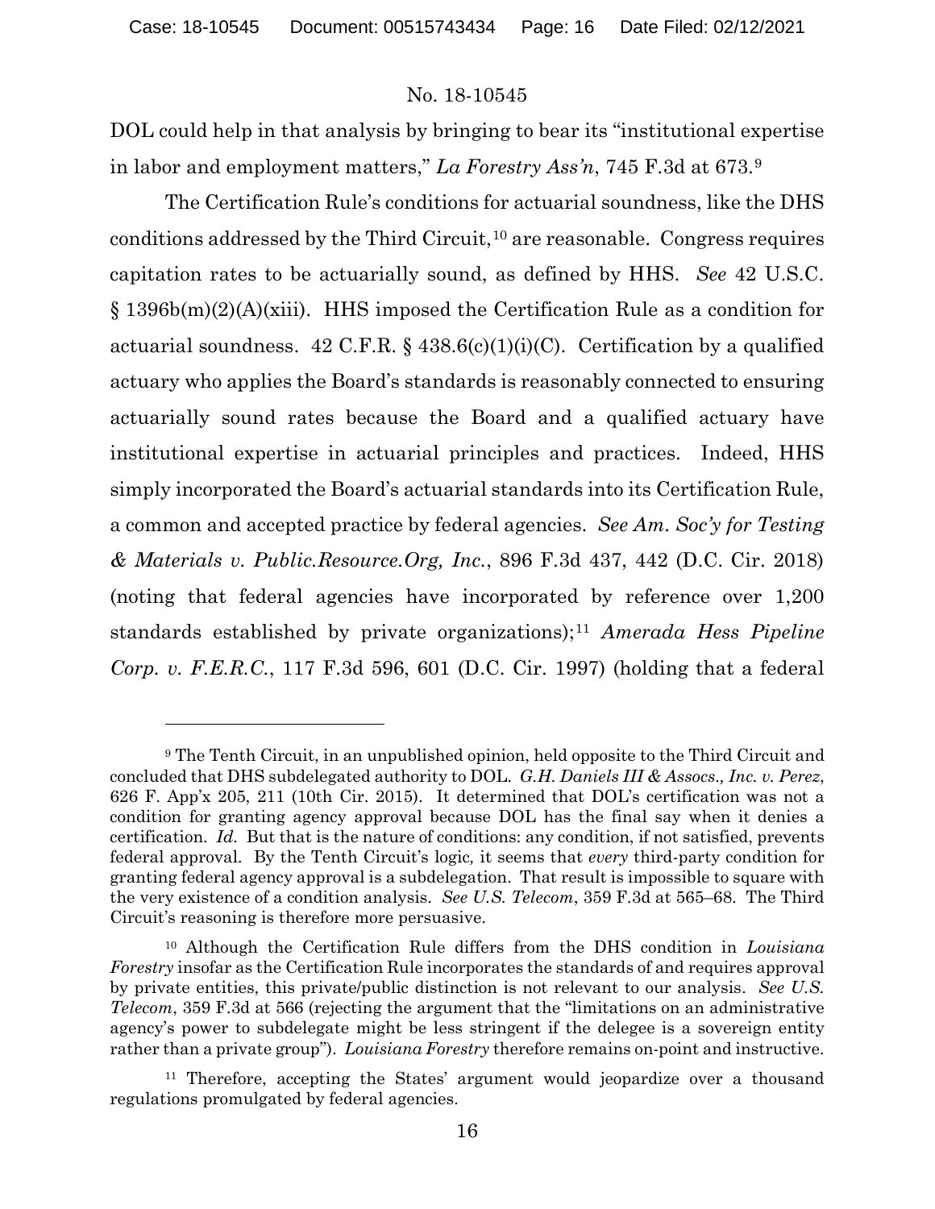DOL could help in that analysis by bringing to bear its "institutional expertise in labor and employment matters," *La Forestry Ass'n*, 745 F.3d at 673.[9]

The Certification Rule's conditions for actuarial soundness, like the DHS conditions addressed by the Third Circuit,[10] are reasonable. Congress requires capitation rates to be actuarially sound, as defined by HHS. *See* 42 U.S.C. § 1396b(m)(2)(A)(xiii). HHS imposed the Certification Rule as a condition for actuarial soundness. 42 C.F.R. § 438.6(c)(1)(i)(C). Certification by a qualified actuary who applies the Board's standards is reasonably connected to ensuring actuarially sound rates because the Board and a qualified actuary have institutional expertise in actuarial principles and practices. Indeed, HHS simply incorporated the Board's actuarial standards into its Certification Rule, a common and accepted practice by federal agencies. *See Am. Soc'y for Testing & Materials v. Public.Resource.Org, Inc.*, 896 F.3d 437, 442 (D.C. Cir. 2018) (noting that federal agencies have incorporated by reference over 1,200 standards established by private organizations);[11] *Amerada Hess Pipeline Corp. v. F.E.R.C.*, 117 F.3d 596, 601 (D.C. Cir. 1997) (holding that a federal

---

[9] The Tenth Circuit, in an unpublished opinion, held opposite to the Third Circuit and concluded that DHS subdelegated authority to DOL. *G.H. Daniels III & Assocs., Inc. v. Perez*, 626 F. App'x 205, 211 (10th Cir. 2015). It determined that DOL's certification was not a condition for granting agency approval because DOL has the final say when it denies a certification. *Id.* But that is the nature of conditions: any condition, if not satisfied, prevents federal approval. By the Tenth Circuit's logic, it seems that *every* third-party condition for granting federal agency approval is a subdelegation. That result is impossible to square with the very existence of a condition analysis. *See U.S. Telecom*, 359 F.3d at 565–68. The Third Circuit's reasoning is therefore more persuasive.

[10] Although the Certification Rule differs from the DHS condition in *Louisiana Forestry* insofar as the Certification Rule incorporates the standards of and requires approval by private entities, this private/public distinction is not relevant to our analysis. *See U.S. Telecom*, 359 F.3d at 566 (rejecting the argument that the "limitations on an administrative agency's power to subdelegate might be less stringent if the delegee is a sovereign entity rather than a private group"). *Louisiana Forestry* therefore remains on-point and instructive.

[11] Therefore, accepting the States' argument would jeopardize over a thousand regulations promulgated by federal agencies.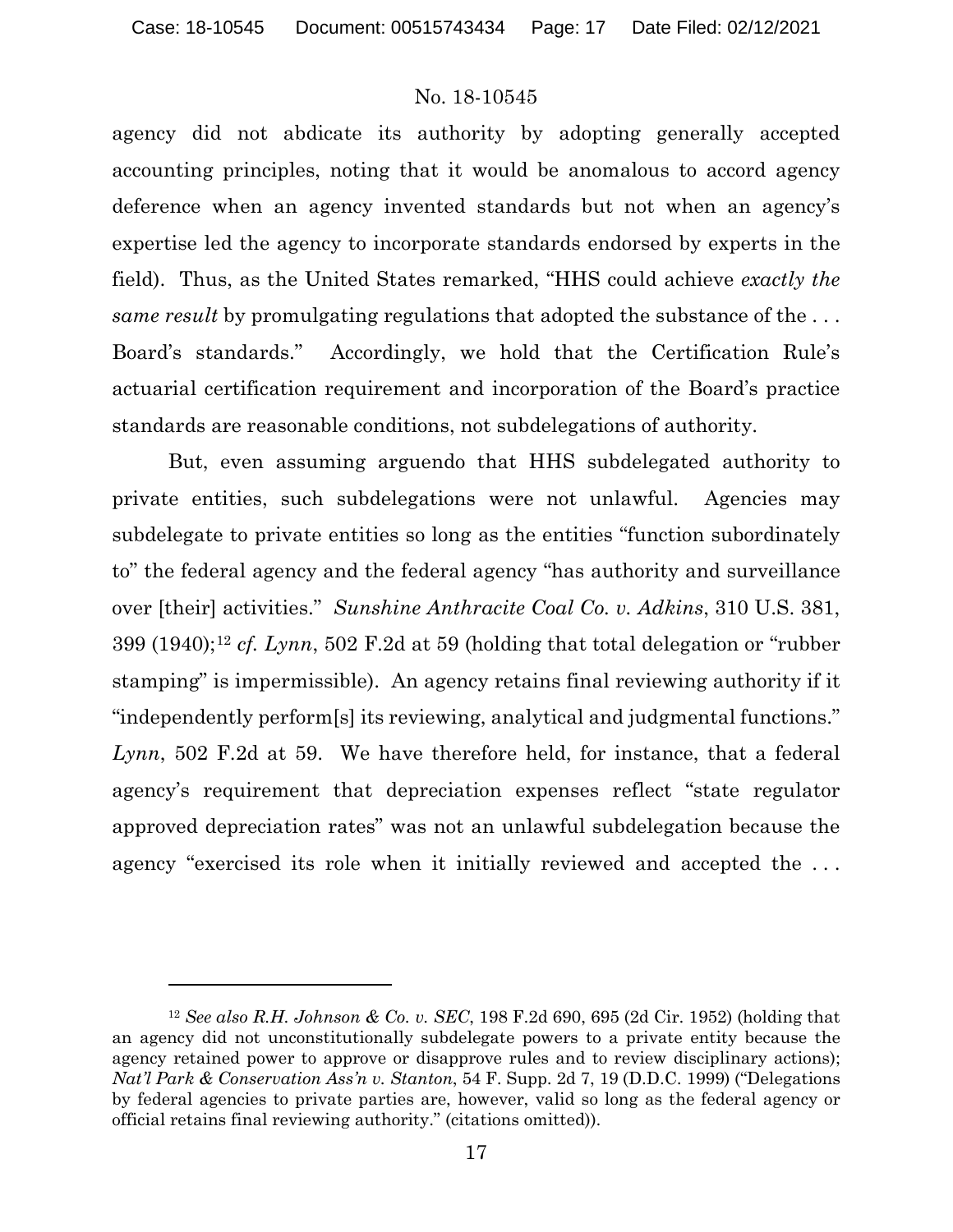agency did not abdicate its authority by adopting generally accepted accounting principles, noting that it would be anomalous to accord agency deference when an agency invented standards but not when an agency's expertise led the agency to incorporate standards endorsed by experts in the field). Thus, as the United States remarked, "HHS could achieve *exactly the same result* by promulgating regulations that adopted the substance of the . . . Board's standards." Accordingly, we hold that the Certification Rule's actuarial certification requirement and incorporation of the Board's practice standards are reasonable conditions, not subdelegations of authority.

But, even assuming arguendo that HHS subdelegated authority to private entities, such subdelegations were not unlawful. Agencies may subdelegate to private entities so long as the entities "function subordinately to" the federal agency and the federal agency "has authority and surveillance over [their] activities." *Sunshine Anthracite Coal Co. v. Adkins*, 310 U.S. 381, 399 (1940);[12] *cf. Lynn*, 502 F.2d at 59 (holding that total delegation or "rubber stamping" is impermissible). An agency retains final reviewing authority if it "independently perform[s] its reviewing, analytical and judgmental functions." *Lynn*, 502 F.2d at 59. We have therefore held, for instance, that a federal agency's requirement that depreciation expenses reflect "state regulator approved depreciation rates" was not an unlawful subdelegation because the agency "exercised its role when it initially reviewed and accepted the . . .

---

[12] *See also R.H. Johnson & Co. v. SEC*, 198 F.2d 690, 695 (2d Cir. 1952) (holding that an agency did not unconstitutionally subdelegate powers to a private entity because the agency retained power to approve or disapprove rules and to review disciplinary actions); *Nat'l Park & Conservation Ass'n v. Stanton*, 54 F. Supp. 2d 7, 19 (D.D.C. 1999) ("Delegations by federal agencies to private parties are, however, valid so long as the federal agency or official retains final reviewing authority." (citations omitted)).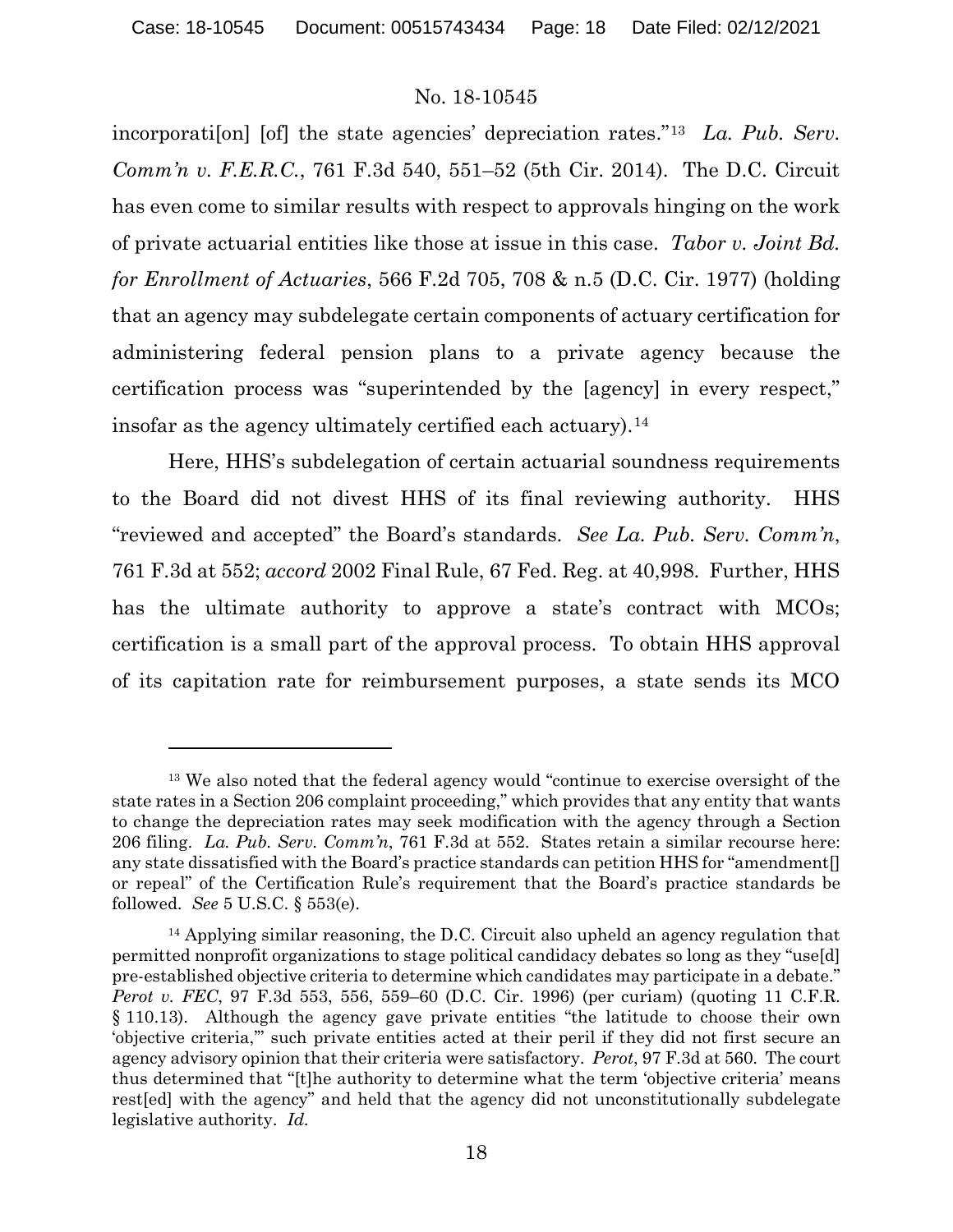incorporati[on] [of] the state agencies' depreciation rates."[13] *La. Pub. Serv. Comm'n v. F.E.R.C.*, 761 F.3d 540, 551–52 (5th Cir. 2014). The D.C. Circuit has even come to similar results with respect to approvals hinging on the work of private actuarial entities like those at issue in this case. *Tabor v. Joint Bd. for Enrollment of Actuaries*, 566 F.2d 705, 708 & n.5 (D.C. Cir. 1977) (holding that an agency may subdelegate certain components of actuary certification for administering federal pension plans to a private agency because the certification process was "superintended by the [agency] in every respect," insofar as the agency ultimately certified each actuary).[14]

Here, HHS's subdelegation of certain actuarial soundness requirements to the Board did not divest HHS of its final reviewing authority. HHS "reviewed and accepted" the Board's standards. *See La. Pub. Serv. Comm'n*, 761 F.3d at 552; *accord* 2002 Final Rule, 67 Fed. Reg. at 40,998. Further, HHS has the ultimate authority to approve a state's contract with MCOs; certification is a small part of the approval process. To obtain HHS approval of its capitation rate for reimbursement purposes, a state sends its MCO

---

[13] We also noted that the federal agency would "continue to exercise oversight of the state rates in a Section 206 complaint proceeding," which provides that any entity that wants to change the depreciation rates may seek modification with the agency through a Section 206 filing. *La. Pub. Serv. Comm'n*, 761 F.3d at 552. States retain a similar recourse here: any state dissatisfied with the Board's practice standards can petition HHS for "amendment[] or repeal" of the Certification Rule's requirement that the Board's practice standards be followed. *See* 5 U.S.C. § 553(e).

[14] Applying similar reasoning, the D.C. Circuit also upheld an agency regulation that permitted nonprofit organizations to stage political candidacy debates so long as they "use[d] pre-established objective criteria to determine which candidates may participate in a debate." *Perot v. FEC*, 97 F.3d 553, 556, 559–60 (D.C. Cir. 1996) (per curiam) (quoting 11 C.F.R. § 110.13). Although the agency gave private entities "the latitude to choose their own 'objective criteria,'" such private entities acted at their peril if they did not first secure an agency advisory opinion that their criteria were satisfactory. *Perot*, 97 F.3d at 560. The court thus determined that "[t]he authority to determine what the term 'objective criteria' means rest[ed] with the agency" and held that the agency did not unconstitutionally subdelegate legislative authority. *Id.*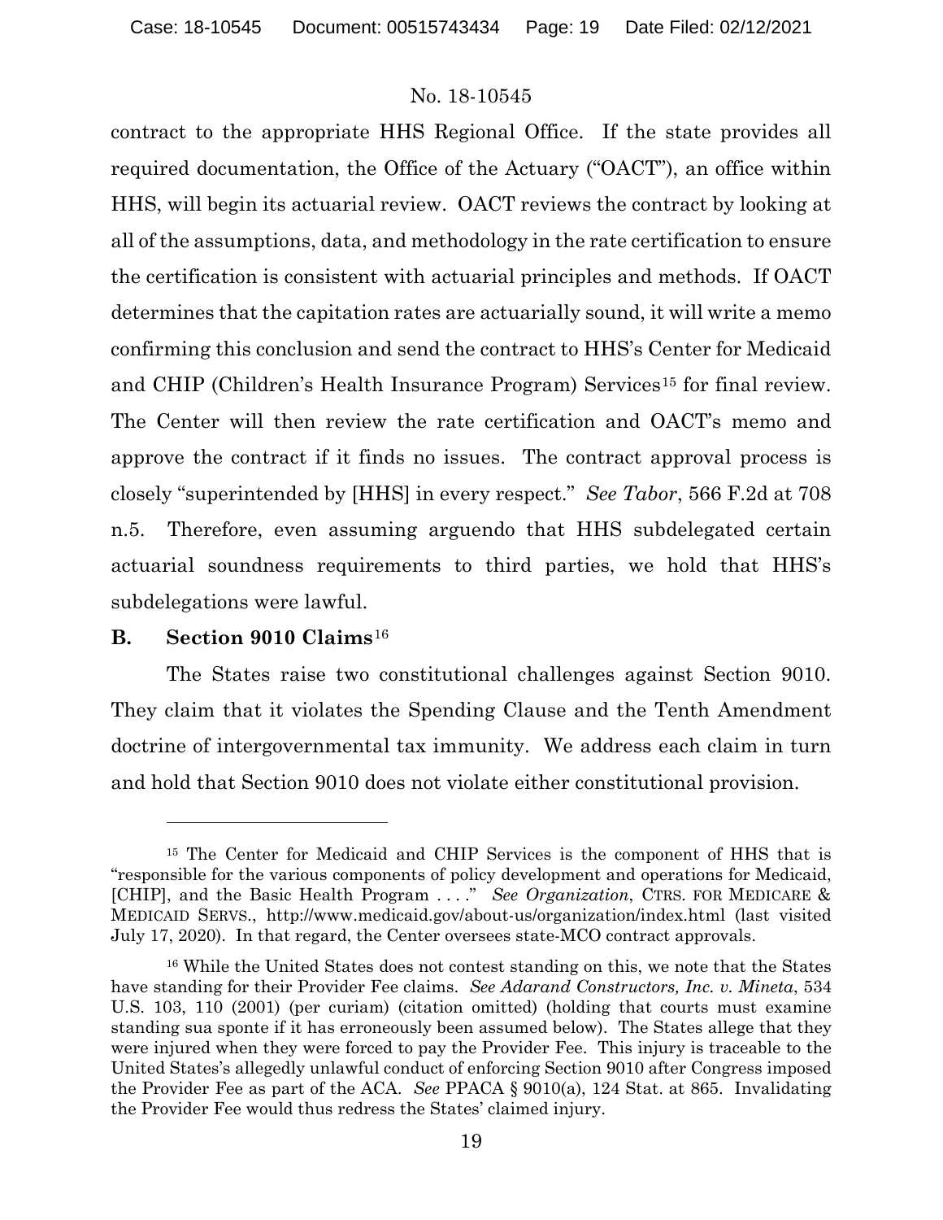contract to the appropriate HHS Regional Office. If the state provides all required documentation, the Office of the Actuary ("OACT"), an office within HHS, will begin its actuarial review. OACT reviews the contract by looking at all of the assumptions, data, and methodology in the rate certification to ensure the certification is consistent with actuarial principles and methods. If OACT determines that the capitation rates are actuarially sound, it will write a memo confirming this conclusion and send the contract to HHS's Center for Medicaid and CHIP (Children's Health Insurance Program) Services[15] for final review. The Center will then review the rate certification and OACT's memo and approve the contract if it finds no issues. The contract approval process is closely "superintended by [HHS] in every respect." *See Tabor*, 566 F.2d at 708 n.5. Therefore, even assuming arguendo that HHS subdelegated certain actuarial soundness requirements to third parties, we hold that HHS's subdelegations were lawful.

### B. Section 9010 Claims[16]

The States raise two constitutional challenges against Section 9010. They claim that it violates the Spending Clause and the Tenth Amendment doctrine of intergovernmental tax immunity. We address each claim in turn and hold that Section 9010 does not violate either constitutional provision.

---

[15] The Center for Medicaid and CHIP Services is the component of HHS that is "responsible for the various components of policy development and operations for Medicaid, [CHIP], and the Basic Health Program . . . ." *See Organization*, CTRS. FOR MEDICARE & MEDICAID SERVS., http://www.medicaid.gov/about-us/organization/index.html (last visited July 17, 2020). In that regard, the Center oversees state-MCO contract approvals.

[16] While the United States does not contest standing on this, we note that the States have standing for their Provider Fee claims. *See Adarand Constructors, Inc. v. Mineta*, 534 U.S. 103, 110 (2001) (per curiam) (citation omitted) (holding that courts must examine standing sua sponte if it has erroneously been assumed below). The States allege that they were injured when they were forced to pay the Provider Fee. This injury is traceable to the United States's allegedly unlawful conduct of enforcing Section 9010 after Congress imposed the Provider Fee as part of the ACA. *See* PPACA § 9010(a), 124 Stat. at 865. Invalidating the Provider Fee would thus redress the States' claimed injury.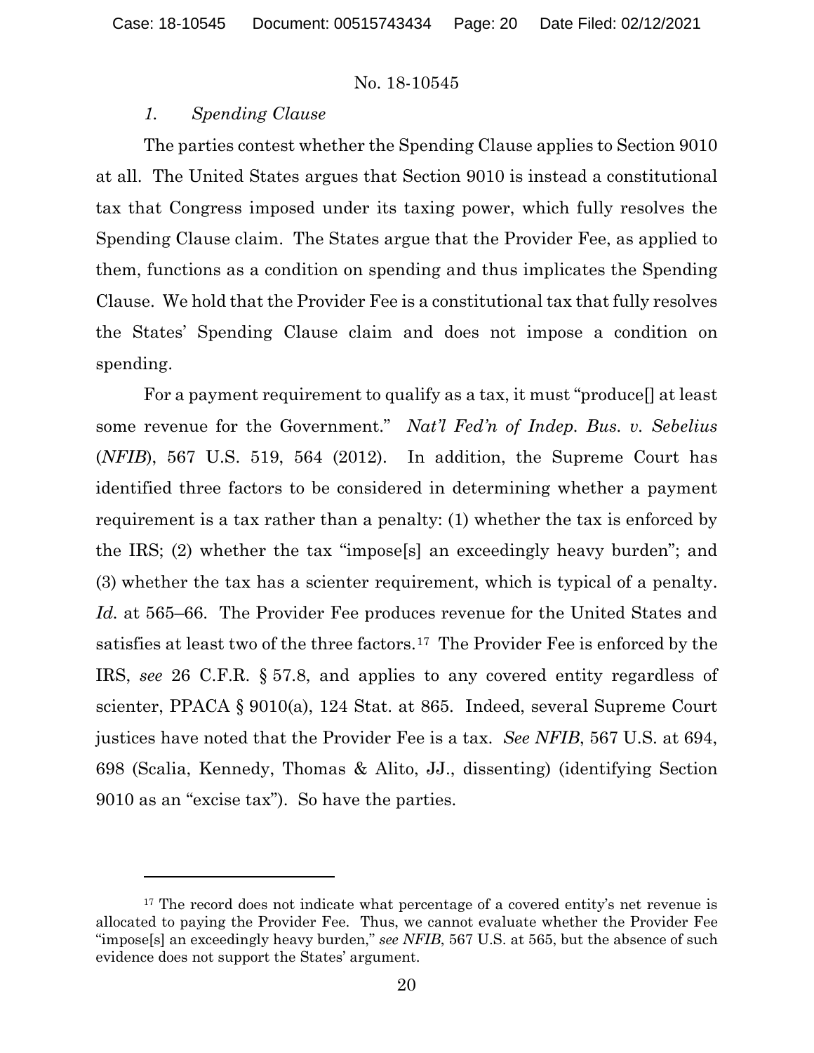### *1. Spending Clause*

The parties contest whether the Spending Clause applies to Section 9010 at all. The United States argues that Section 9010 is instead a constitutional tax that Congress imposed under its taxing power, which fully resolves the Spending Clause claim. The States argue that the Provider Fee, as applied to them, functions as a condition on spending and thus implicates the Spending Clause. We hold that the Provider Fee is a constitutional tax that fully resolves the States' Spending Clause claim and does not impose a condition on spending.

For a payment requirement to qualify as a tax, it must "produce[] at least some revenue for the Government." *Nat'l Fed'n of Indep. Bus. v. Sebelius* (*NFIB*), 567 U.S. 519, 564 (2012). In addition, the Supreme Court has identified three factors to be considered in determining whether a payment requirement is a tax rather than a penalty: (1) whether the tax is enforced by the IRS; (2) whether the tax "impose[s] an exceedingly heavy burden"; and (3) whether the tax has a scienter requirement, which is typical of a penalty. *Id.* at 565–66. The Provider Fee produces revenue for the United States and satisfies at least two of the three factors.[17] The Provider Fee is enforced by the IRS, *see* 26 C.F.R. § 57.8, and applies to any covered entity regardless of scienter, PPACA § 9010(a), 124 Stat. at 865. Indeed, several Supreme Court justices have noted that the Provider Fee is a tax. *See NFIB*, 567 U.S. at 694, 698 (Scalia, Kennedy, Thomas & Alito, JJ., dissenting) (identifying Section 9010 as an "excise tax"). So have the parties.

---

[17] The record does not indicate what percentage of a covered entity's net revenue is allocated to paying the Provider Fee. Thus, we cannot evaluate whether the Provider Fee "impose[s] an exceedingly heavy burden," *see NFIB*, 567 U.S. at 565, but the absence of such evidence does not support the States' argument.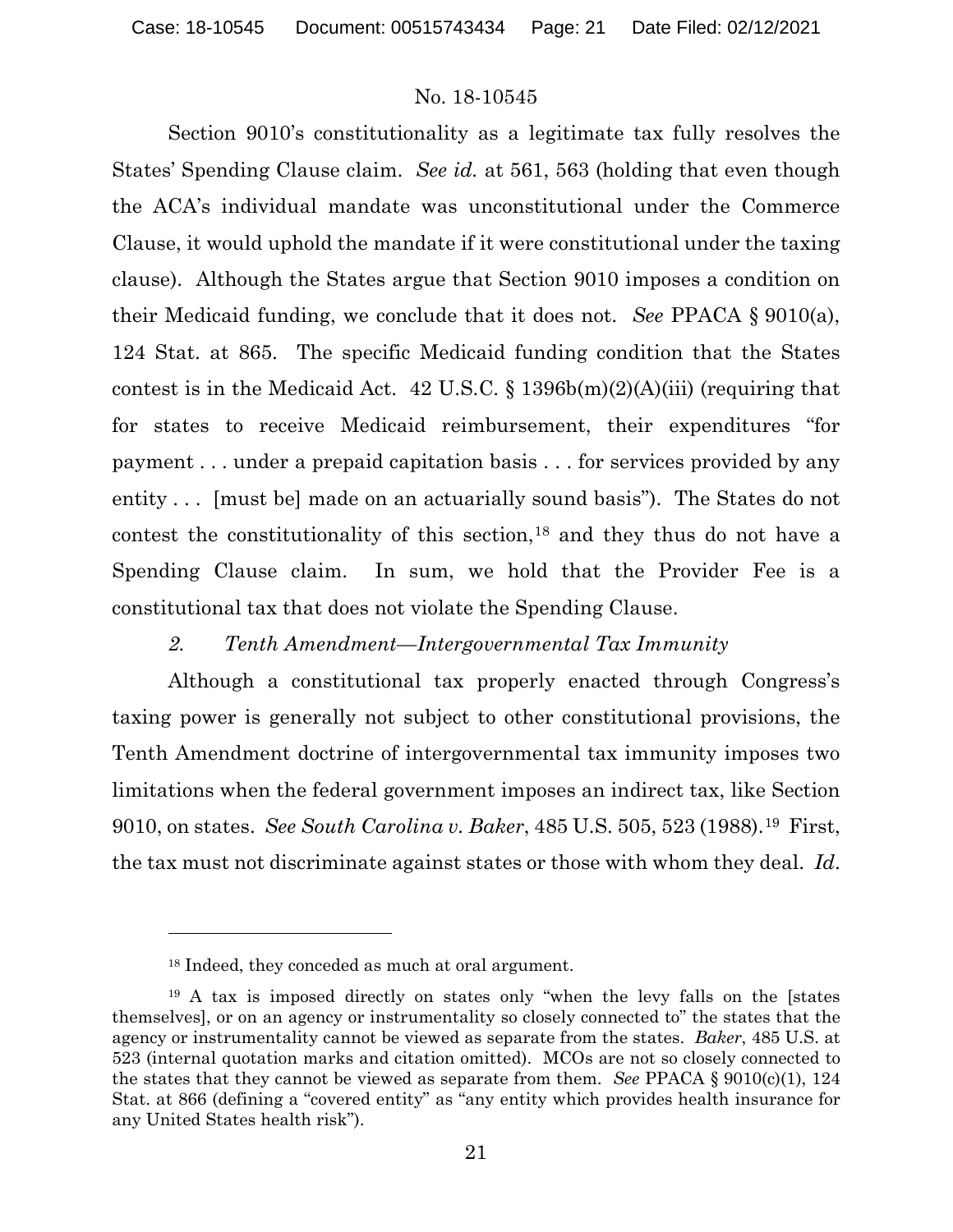Section 9010's constitutionality as a legitimate tax fully resolves the States' Spending Clause claim. *See id.* at 561, 563 (holding that even though the ACA's individual mandate was unconstitutional under the Commerce Clause, it would uphold the mandate if it were constitutional under the taxing clause). Although the States argue that Section 9010 imposes a condition on their Medicaid funding, we conclude that it does not. *See* PPACA § 9010(a), 124 Stat. at 865. The specific Medicaid funding condition that the States contest is in the Medicaid Act. 42 U.S.C. § 1396b(m)(2)(A)(iii) (requiring that for states to receive Medicaid reimbursement, their expenditures "for payment . . . under a prepaid capitation basis . . . for services provided by any entity . . . [must be] made on an actuarially sound basis"). The States do not contest the constitutionality of this section,[18] and they thus do not have a Spending Clause claim. In sum, we hold that the Provider Fee is a constitutional tax that does not violate the Spending Clause.

*2. Tenth Amendment—Intergovernmental Tax Immunity*

Although a constitutional tax properly enacted through Congress's taxing power is generally not subject to other constitutional provisions, the Tenth Amendment doctrine of intergovernmental tax immunity imposes two limitations when the federal government imposes an indirect tax, like Section 9010, on states. *See South Carolina v. Baker*, 485 U.S. 505, 523 (1988).[19] First, the tax must not discriminate against states or those with whom they deal. *Id.*

---

[18] Indeed, they conceded as much at oral argument.

[19] A tax is imposed directly on states only "when the levy falls on the [states themselves], or on an agency or instrumentality so closely connected to" the states that the agency or instrumentality cannot be viewed as separate from the states. *Baker*, 485 U.S. at 523 (internal quotation marks and citation omitted). MCOs are not so closely connected to the states that they cannot be viewed as separate from them. *See* PPACA § 9010(c)(1), 124 Stat. at 866 (defining a "covered entity" as "any entity which provides health insurance for any United States health risk").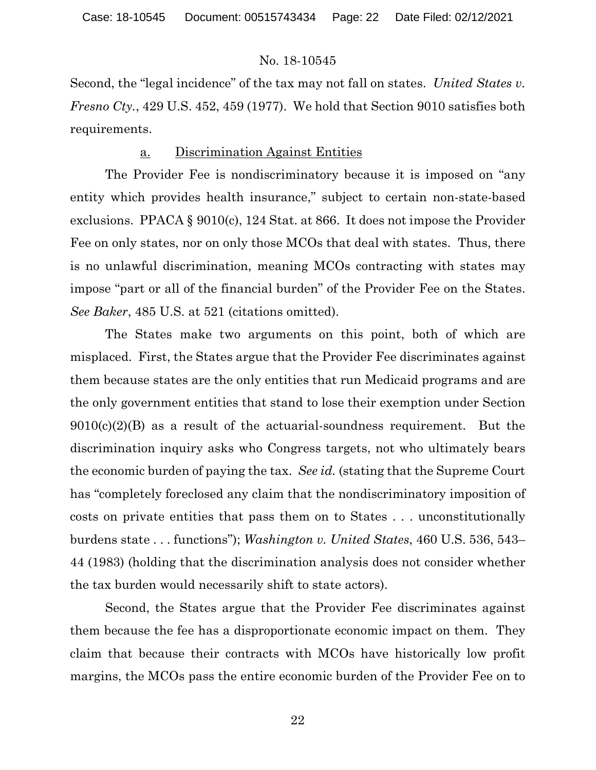Second, the "legal incidence" of the tax may not fall on states. *United States v. Fresno Cty.*, 429 U.S. 452, 459 (1977). We hold that Section 9010 satisfies both requirements.

#### a. Discrimination Against Entities

The Provider Fee is nondiscriminatory because it is imposed on "any entity which provides health insurance," subject to certain non-state-based exclusions. PPACA § 9010(c), 124 Stat. at 866. It does not impose the Provider Fee on only states, nor on only those MCOs that deal with states. Thus, there is no unlawful discrimination, meaning MCOs contracting with states may impose "part or all of the financial burden" of the Provider Fee on the States. *See Baker*, 485 U.S. at 521 (citations omitted).

The States make two arguments on this point, both of which are misplaced. First, the States argue that the Provider Fee discriminates against them because states are the only entities that run Medicaid programs and are the only government entities that stand to lose their exemption under Section 9010(c)(2)(B) as a result of the actuarial-soundness requirement. But the discrimination inquiry asks who Congress targets, not who ultimately bears the economic burden of paying the tax. *See id.* (stating that the Supreme Court has "completely foreclosed any claim that the nondiscriminatory imposition of costs on private entities that pass them on to States . . . unconstitutionally burdens state . . . functions"); *Washington v. United States*, 460 U.S. 536, 543–44 (1983) (holding that the discrimination analysis does not consider whether the tax burden would necessarily shift to state actors).

Second, the States argue that the Provider Fee discriminates against them because the fee has a disproportionate economic impact on them. They claim that because their contracts with MCOs have historically low profit margins, the MCOs pass the entire economic burden of the Provider Fee on to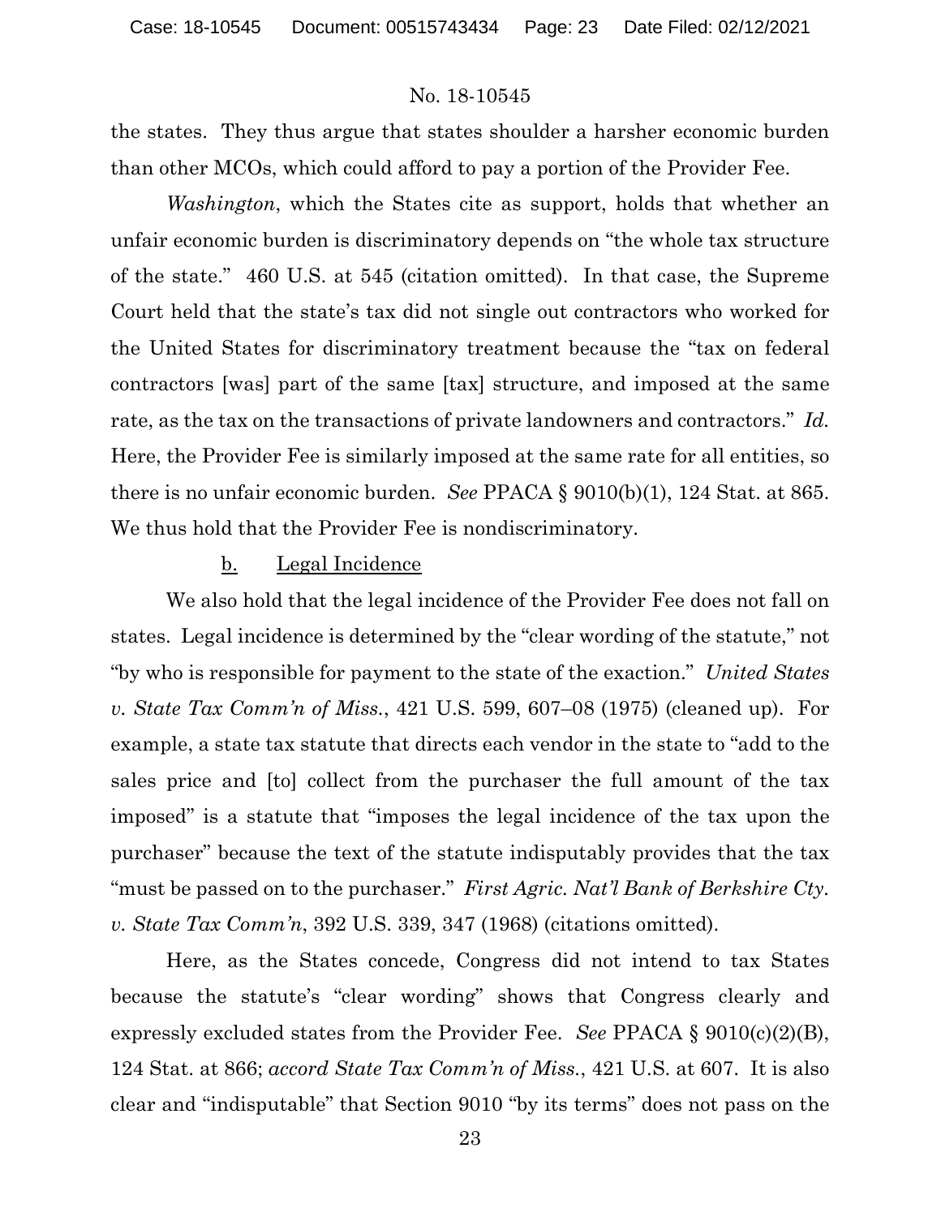the states. They thus argue that states shoulder a harsher economic burden than other MCOs, which could afford to pay a portion of the Provider Fee.

*Washington*, which the States cite as support, holds that whether an unfair economic burden is discriminatory depends on "the whole tax structure of the state." 460 U.S. at 545 (citation omitted). In that case, the Supreme Court held that the state's tax did not single out contractors who worked for the United States for discriminatory treatment because the "tax on federal contractors [was] part of the same [tax] structure, and imposed at the same rate, as the tax on the transactions of private landowners and contractors." *Id.* Here, the Provider Fee is similarly imposed at the same rate for all entities, so there is no unfair economic burden. *See* PPACA § 9010(b)(1), 124 Stat. at 865. We thus hold that the Provider Fee is nondiscriminatory.

b. Legal Incidence

We also hold that the legal incidence of the Provider Fee does not fall on states. Legal incidence is determined by the "clear wording of the statute," not "by who is responsible for payment to the state of the exaction." *United States v. State Tax Comm'n of Miss.*, 421 U.S. 599, 607–08 (1975) (cleaned up). For example, a state tax statute that directs each vendor in the state to "add to the sales price and [to] collect from the purchaser the full amount of the tax imposed" is a statute that "imposes the legal incidence of the tax upon the purchaser" because the text of the statute indisputably provides that the tax "must be passed on to the purchaser." *First Agric. Nat'l Bank of Berkshire Cty. v. State Tax Comm'n*, 392 U.S. 339, 347 (1968) (citations omitted).

Here, as the States concede, Congress did not intend to tax States because the statute's "clear wording" shows that Congress clearly and expressly excluded states from the Provider Fee. *See* PPACA § 9010(c)(2)(B), 124 Stat. at 866; *accord State Tax Comm'n of Miss.*, 421 U.S. at 607. It is also clear and "indisputable" that Section 9010 "by its terms" does not pass on the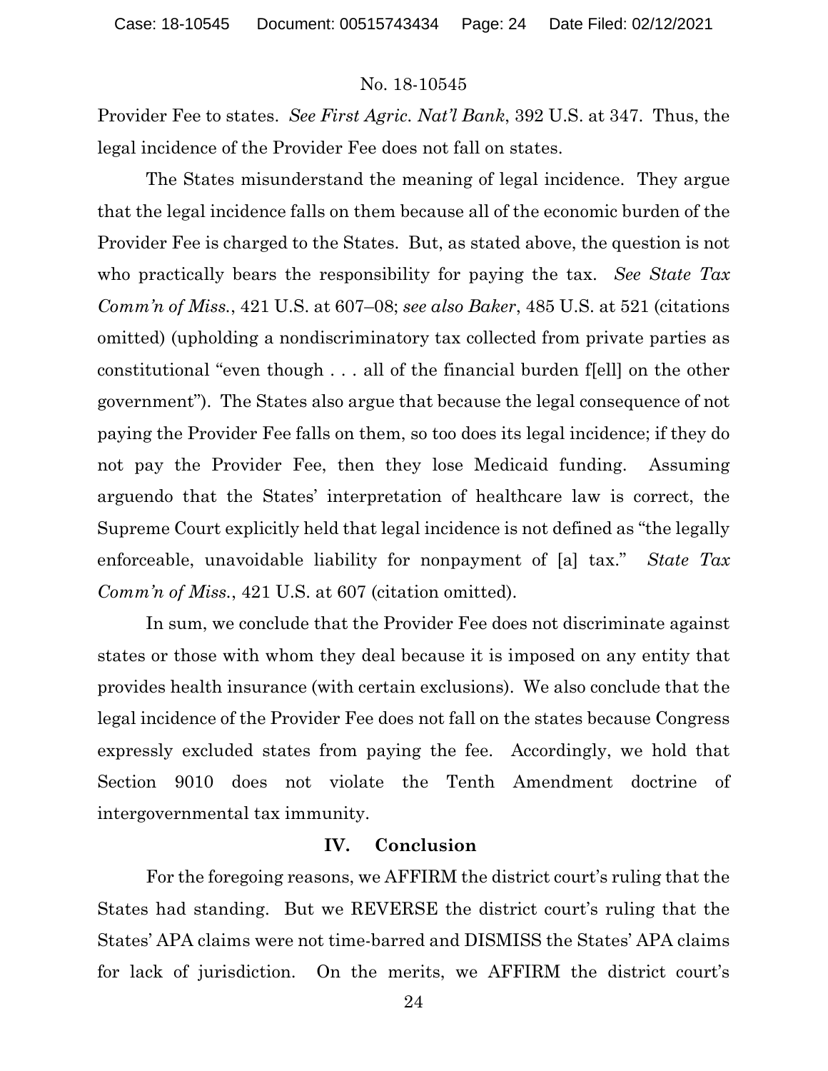Provider Fee to states. *See First Agric. Nat'l Bank*, 392 U.S. at 347. Thus, the legal incidence of the Provider Fee does not fall on states.

The States misunderstand the meaning of legal incidence. They argue that the legal incidence falls on them because all of the economic burden of the Provider Fee is charged to the States. But, as stated above, the question is not who practically bears the responsibility for paying the tax. *See State Tax Comm'n of Miss.*, 421 U.S. at 607–08; *see also Baker*, 485 U.S. at 521 (citations omitted) (upholding a nondiscriminatory tax collected from private parties as constitutional "even though . . . all of the financial burden f[ell] on the other government"). The States also argue that because the legal consequence of not paying the Provider Fee falls on them, so too does its legal incidence; if they do not pay the Provider Fee, then they lose Medicaid funding. Assuming arguendo that the States' interpretation of healthcare law is correct, the Supreme Court explicitly held that legal incidence is not defined as "the legally enforceable, unavoidable liability for nonpayment of [a] tax." *State Tax Comm'n of Miss.*, 421 U.S. at 607 (citation omitted).

In sum, we conclude that the Provider Fee does not discriminate against states or those with whom they deal because it is imposed on any entity that provides health insurance (with certain exclusions). We also conclude that the legal incidence of the Provider Fee does not fall on the states because Congress expressly excluded states from paying the fee. Accordingly, we hold that Section 9010 does not violate the Tenth Amendment doctrine of intergovernmental tax immunity.

## IV. Conclusion

For the foregoing reasons, we AFFIRM the district court's ruling that the States had standing. But we REVERSE the district court's ruling that the States' APA claims were not time-barred and DISMISS the States' APA claims for lack of jurisdiction. On the merits, we AFFIRM the district court's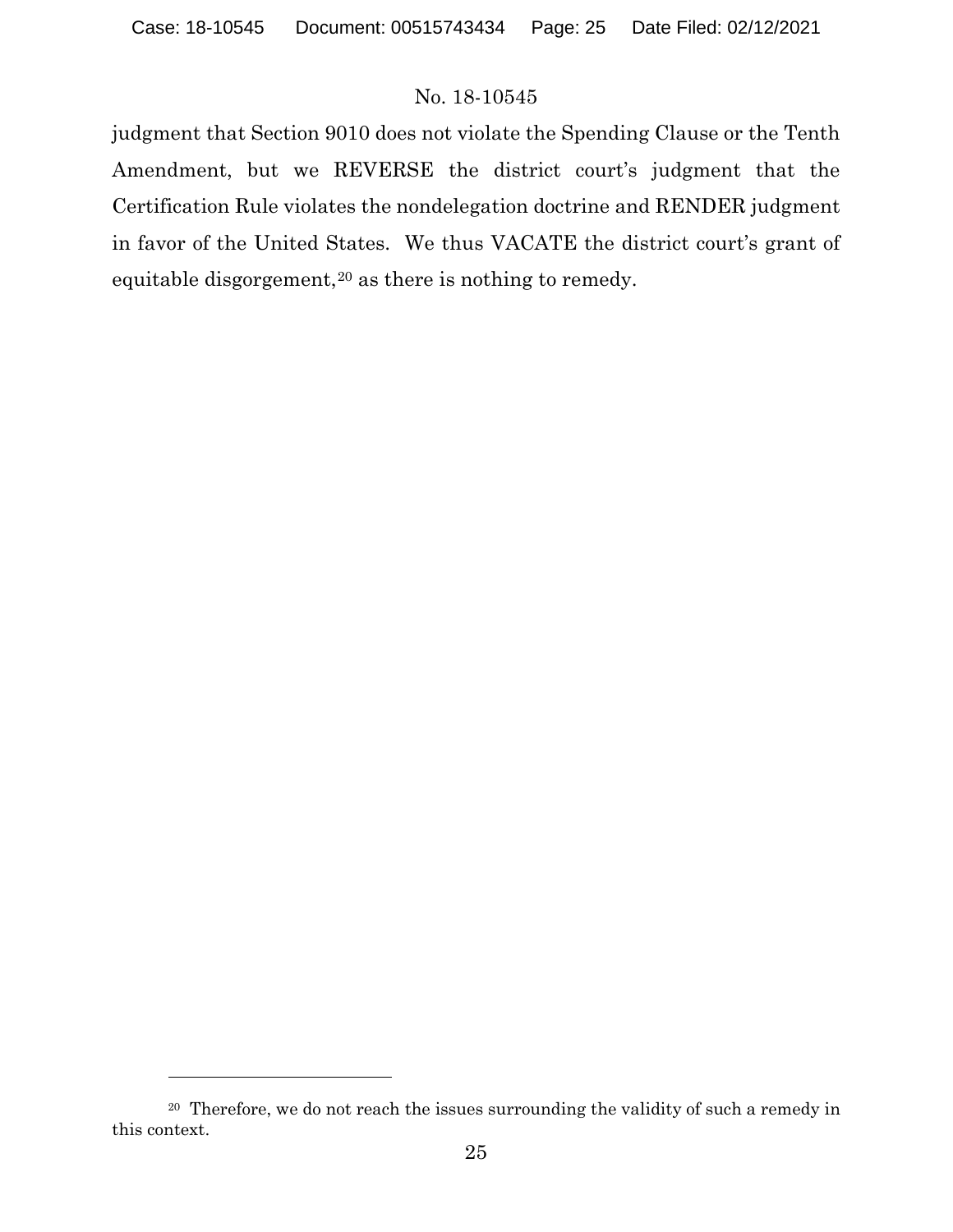judgment that Section 9010 does not violate the Spending Clause or the Tenth Amendment, but we REVERSE the district court's judgment that the Certification Rule violates the nondelegation doctrine and RENDER judgment in favor of the United States. We thus VACATE the district court's grant of equitable disgorgement,[20] as there is nothing to remedy.

---

[20] Therefore, we do not reach the issues surrounding the validity of such a remedy in this context.